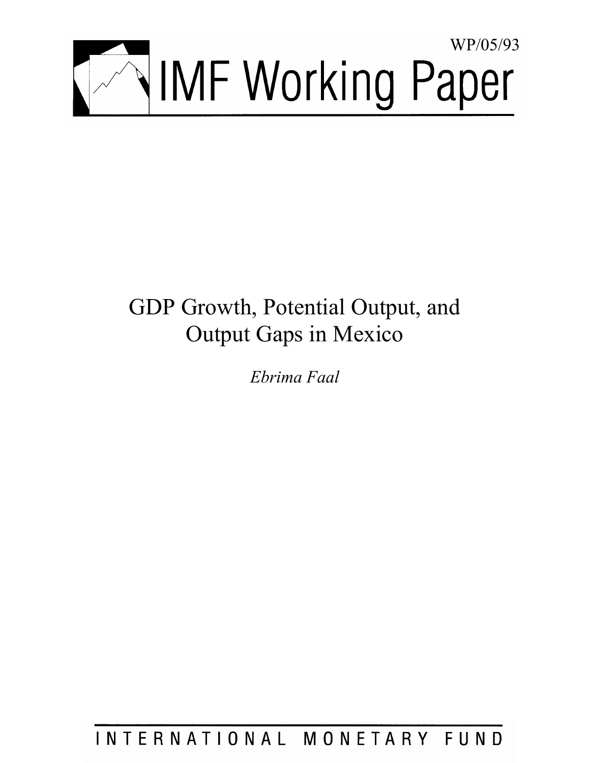WP/05/93

# IMF Working Paper

# GDP Growth, Potential Output, and Output Gaps in Mexico

*Ebrima Faal*

INTERNATIONAL MONETARY FUND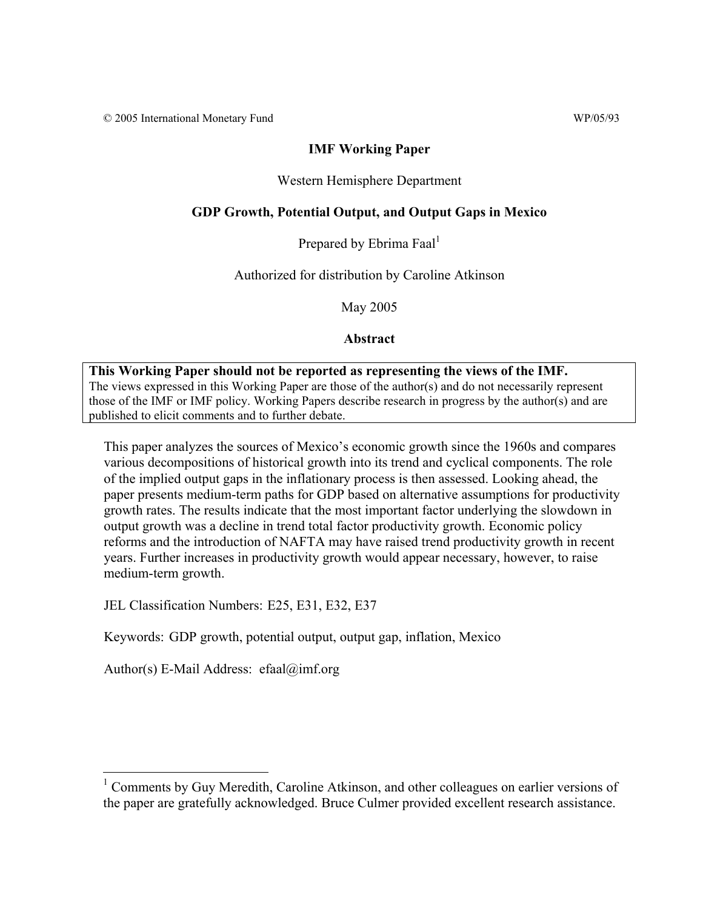© 2005 International Monetary Fund WP/05/93

**IMF Working Paper**

Western Hemisphere Department

## GDP Growth, Potential Output, and Output Gaps in Mexico

Prepared by Ebrima Faal[1]

Authorized for distribution by Caroline Atkinson

May 2005

**Abstract**

**This Working Paper should not be reported as representing the views of the IMF.**
The views expressed in this Working Paper are those of the author(s) and do not necessarily represent those of the IMF or IMF policy. Working Papers describe research in progress by the author(s) and are published to elicit comments and to further debate.

This paper analyzes the sources of Mexico's economic growth since the 1960s and compares various decompositions of historical growth into its trend and cyclical components. The role of the implied output gaps in the inflationary process is then assessed. Looking ahead, the paper presents medium-term paths for GDP based on alternative assumptions for productivity growth rates. The results indicate that the most important factor underlying the slowdown in output growth was a decline in trend total factor productivity growth. Economic policy reforms and the introduction of NAFTA may have raised trend productivity growth in recent years. Further increases in productivity growth would appear necessary, however, to raise medium-term growth.

JEL Classification Numbers: E25, E31, E32, E37

Keywords: GDP growth, potential output, output gap, inflation, Mexico

Author(s) E-Mail Address: efaal@imf.org

[1] Comments by Guy Meredith, Caroline Atkinson, and other colleagues on earlier versions of the paper are gratefully acknowledged. Bruce Culmer provided excellent research assistance.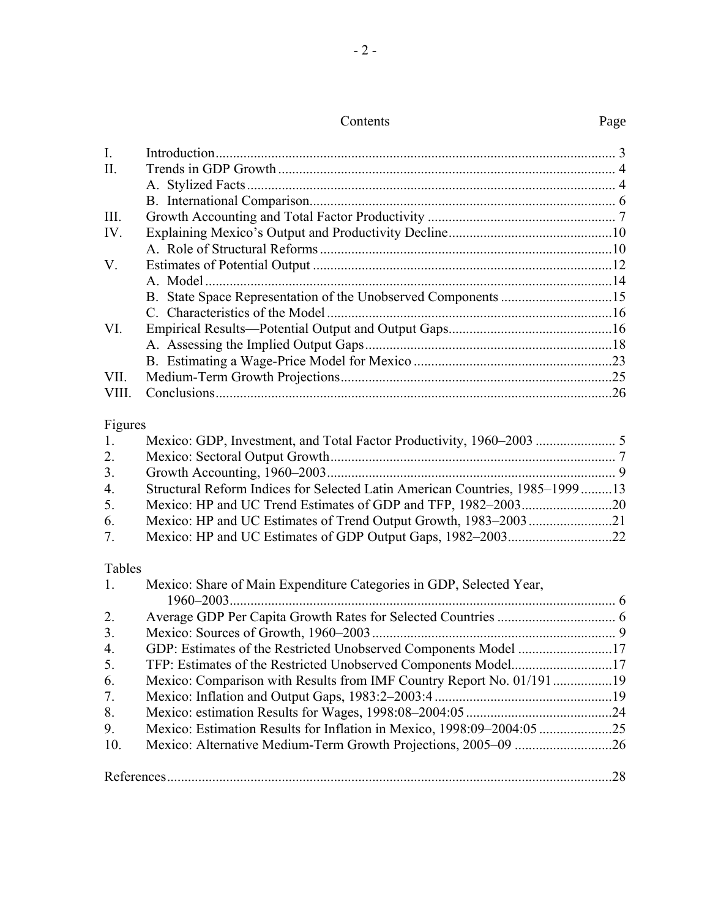# Contents

| | | Page |
|---|---|---|
| I. | Introduction | 3 |
| II. | Trends in GDP Growth | 4 |
| | A. Stylized Facts | 4 |
| | B. International Comparison | 6 |
| III. | Growth Accounting and Total Factor Productivity | 7 |
| IV. | Explaining Mexico's Output and Productivity Decline | 10 |
| | A. Role of Structural Reforms | 10 |
| V. | Estimates of Potential Output | 12 |
| | A. Model | 14 |
| | B. State Space Representation of the Unobserved Components | 15 |
| | C. Characteristics of the Model | 16 |
| VI. | Empirical Results—Potential Output and Output Gaps | 16 |
| | A. Assessing the Implied Output Gaps | 18 |
| | B. Estimating a Wage-Price Model for Mexico | 23 |
| VII. | Medium-Term Growth Projections | 25 |
| VIII. | Conclusions | 26 |

## Figures

| | | |
|---|---|---|
| 1. | Mexico: GDP, Investment, and Total Factor Productivity, 1960–2003 | 5 |
| 2. | Mexico: Sectoral Output Growth | 7 |
| 3. | Growth Accounting, 1960–2003 | 9 |
| 4. | Structural Reform Indices for Selected Latin American Countries, 1985–1999 | 13 |
| 5. | Mexico: HP and UC Trend Estimates of GDP and TFP, 1982–2003 | 20 |
| 6. | Mexico: HP and UC Estimates of Trend Output Growth, 1983–2003 | 21 |
| 7. | Mexico: HP and UC Estimates of GDP Output Gaps, 1982–2003 | 22 |

## Tables

| | | |
|---|---|---|
| 1. | Mexico: Share of Main Expenditure Categories in GDP, Selected Year, 1960–2003 | 6 |
| 2. | Average GDP Per Capita Growth Rates for Selected Countries | 6 |
| 3. | Mexico: Sources of Growth, 1960–2003 | 9 |
| 4. | GDP: Estimates of the Restricted Unobserved Components Model | 17 |
| 5. | TFP: Estimates of the Restricted Unobserved Components Model | 17 |
| 6. | Mexico: Comparison with Results from IMF Country Report No. 01/191 | 19 |
| 7. | Mexico: Inflation and Output Gaps, 1983:2–2003:4 | 19 |
| 8. | Mexico: estimation Results for Wages, 1998:08–2004:05 | 24 |
| 9. | Mexico: Estimation Results for Inflation in Mexico, 1998:09–2004:05 | 25 |
| 10. | Mexico: Alternative Medium-Term Growth Projections, 2005–09 | 26 |

References ... 28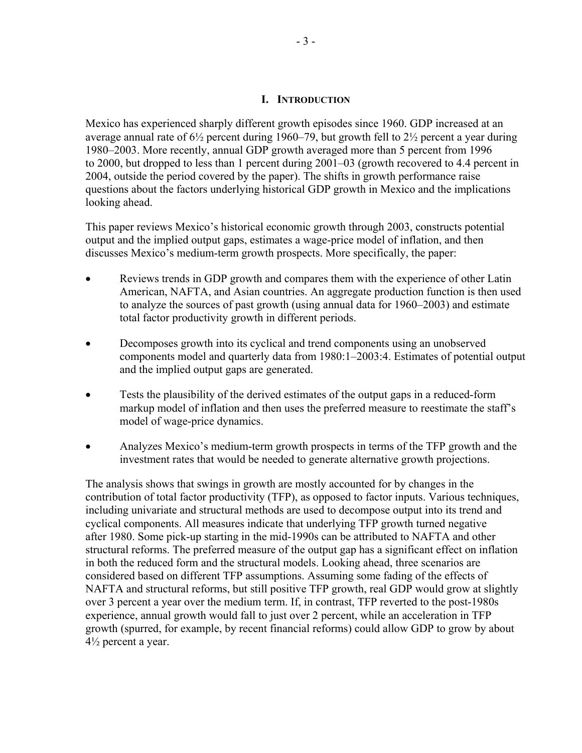# I. Introduction

Mexico has experienced sharply different growth episodes since 1960. GDP increased at an average annual rate of 6½ percent during 1960–79, but growth fell to 2½ percent a year during 1980–2003. More recently, annual GDP growth averaged more than 5 percent from 1996 to 2000, but dropped to less than 1 percent during 2001–03 (growth recovered to 4.4 percent in 2004, outside the period covered by the paper). The shifts in growth performance raise questions about the factors underlying historical GDP growth in Mexico and the implications looking ahead.

This paper reviews Mexico's historical economic growth through 2003, constructs potential output and the implied output gaps, estimates a wage-price model of inflation, and then discusses Mexico's medium-term growth prospects. More specifically, the paper:

- Reviews trends in GDP growth and compares them with the experience of other Latin American, NAFTA, and Asian countries. An aggregate production function is then used to analyze the sources of past growth (using annual data for 1960–2003) and estimate total factor productivity growth in different periods.
- Decomposes growth into its cyclical and trend components using an unobserved components model and quarterly data from 1980:1–2003:4. Estimates of potential output and the implied output gaps are generated.
- Tests the plausibility of the derived estimates of the output gaps in a reduced-form markup model of inflation and then uses the preferred measure to reestimate the staff's model of wage-price dynamics.
- Analyzes Mexico's medium-term growth prospects in terms of the TFP growth and the investment rates that would be needed to generate alternative growth projections.

The analysis shows that swings in growth are mostly accounted for by changes in the contribution of total factor productivity (TFP), as opposed to factor inputs. Various techniques, including univariate and structural methods are used to decompose output into its trend and cyclical components. All measures indicate that underlying TFP growth turned negative after 1980. Some pick-up starting in the mid-1990s can be attributed to NAFTA and other structural reforms. The preferred measure of the output gap has a significant effect on inflation in both the reduced form and the structural models. Looking ahead, three scenarios are considered based on different TFP assumptions. Assuming some fading of the effects of NAFTA and structural reforms, but still positive TFP growth, real GDP would grow at slightly over 3 percent a year over the medium term. If, in contrast, TFP reverted to the post-1980s experience, annual growth would fall to just over 2 percent, while an acceleration in TFP growth (spurred, for example, by recent financial reforms) could allow GDP to grow by about 4½ percent a year.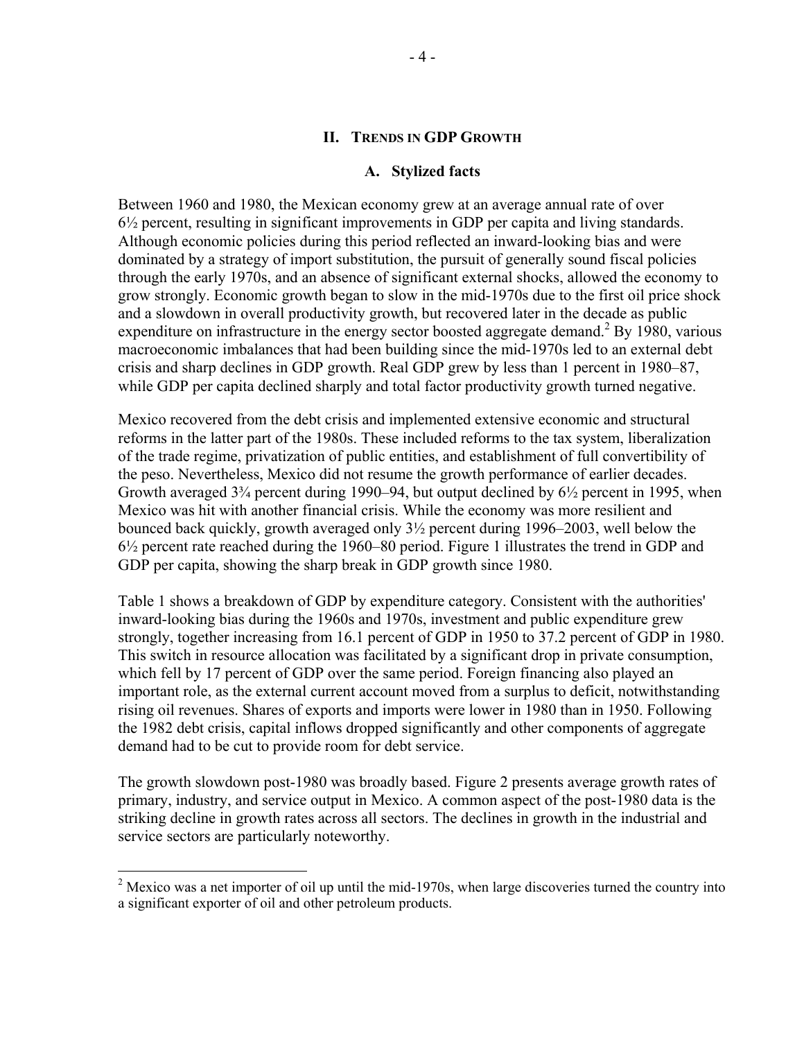## II. Trends in GDP Growth

### A. Stylized facts

Between 1960 and 1980, the Mexican economy grew at an average annual rate of over 6½ percent, resulting in significant improvements in GDP per capita and living standards. Although economic policies during this period reflected an inward-looking bias and were dominated by a strategy of import substitution, the pursuit of generally sound fiscal policies through the early 1970s, and an absence of significant external shocks, allowed the economy to grow strongly. Economic growth began to slow in the mid-1970s due to the first oil price shock and a slowdown in overall productivity growth, but recovered later in the decade as public expenditure on infrastructure in the energy sector boosted aggregate demand.[2] By 1980, various macroeconomic imbalances that had been building since the mid-1970s led to an external debt crisis and sharp declines in GDP growth. Real GDP grew by less than 1 percent in 1980–87, while GDP per capita declined sharply and total factor productivity growth turned negative.

Mexico recovered from the debt crisis and implemented extensive economic and structural reforms in the latter part of the 1980s. These included reforms to the tax system, liberalization of the trade regime, privatization of public entities, and establishment of full convertibility of the peso. Nevertheless, Mexico did not resume the growth performance of earlier decades. Growth averaged 3¾ percent during 1990–94, but output declined by 6½ percent in 1995, when Mexico was hit with another financial crisis. While the economy was more resilient and bounced back quickly, growth averaged only 3½ percent during 1996–2003, well below the 6½ percent rate reached during the 1960–80 period. Figure 1 illustrates the trend in GDP and GDP per capita, showing the sharp break in GDP growth since 1980.

Table 1 shows a breakdown of GDP by expenditure category. Consistent with the authorities' inward-looking bias during the 1960s and 1970s, investment and public expenditure grew strongly, together increasing from 16.1 percent of GDP in 1950 to 37.2 percent of GDP in 1980. This switch in resource allocation was facilitated by a significant drop in private consumption, which fell by 17 percent of GDP over the same period. Foreign financing also played an important role, as the external current account moved from a surplus to deficit, notwithstanding rising oil revenues. Shares of exports and imports were lower in 1980 than in 1950. Following the 1982 debt crisis, capital inflows dropped significantly and other components of aggregate demand had to be cut to provide room for debt service.

The growth slowdown post-1980 was broadly based. Figure 2 presents average growth rates of primary, industry, and service output in Mexico. A common aspect of the post-1980 data is the striking decline in growth rates across all sectors. The declines in growth in the industrial and service sectors are particularly noteworthy.

---

[2] Mexico was a net importer of oil up until the mid-1970s, when large discoveries turned the country into a significant exporter of oil and other petroleum products.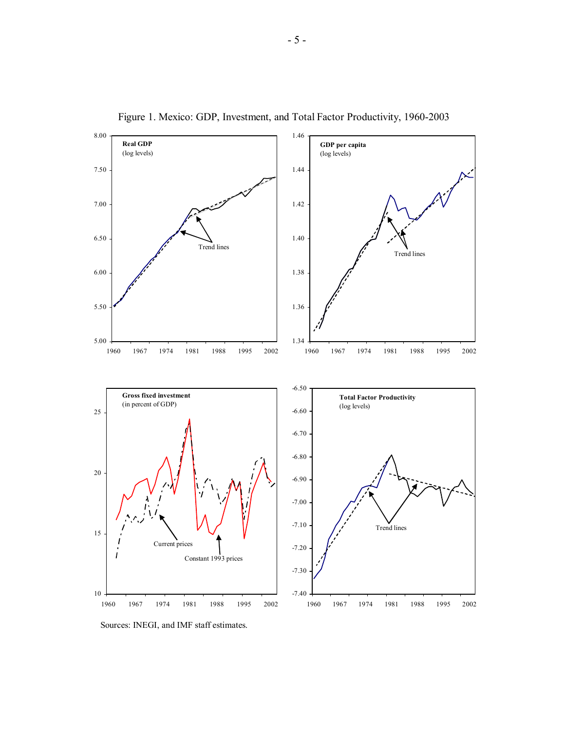Figure 1. Mexico: GDP, Investment, and Total Factor Productivity, 1960-2003

Sources: INEGI, and IMF staff estimates.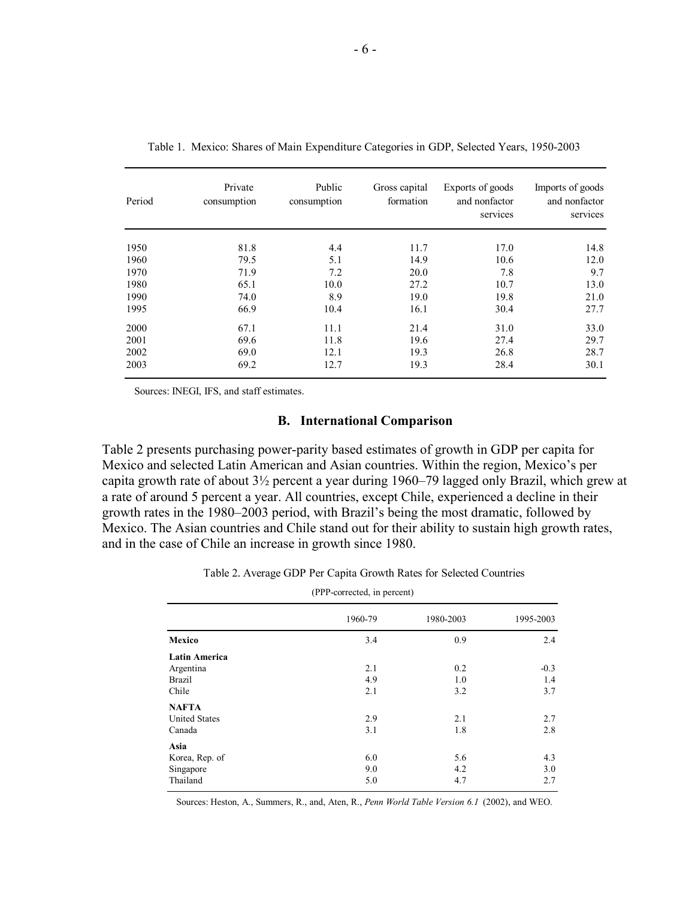Table 1. Mexico: Shares of Main Expenditure Categories in GDP, Selected Years, 1950-2003

| Period | Private consumption | Public consumption | Gross capital formation | Exports of goods and nonfactor services | Imports of goods and nonfactor services |
|---|---|---|---|---|---|
| 1950 | 81.8 | 4.4 | 11.7 | 17.0 | 14.8 |
| 1960 | 79.5 | 5.1 | 14.9 | 10.6 | 12.0 |
| 1970 | 71.9 | 7.2 | 20.0 | 7.8 | 9.7 |
| 1980 | 65.1 | 10.0 | 27.2 | 10.7 | 13.0 |
| 1990 | 74.0 | 8.9 | 19.0 | 19.8 | 21.0 |
| 1995 | 66.9 | 10.4 | 16.1 | 30.4 | 27.7 |
| 2000 | 67.1 | 11.1 | 21.4 | 31.0 | 33.0 |
| 2001 | 69.6 | 11.8 | 19.6 | 27.4 | 29.7 |
| 2002 | 69.0 | 12.1 | 19.3 | 26.8 | 28.7 |
| 2003 | 69.2 | 12.7 | 19.3 | 28.4 | 30.1 |

Sources: INEGI, IFS, and staff estimates.

### B. International Comparison

Table 2 presents purchasing power-parity based estimates of growth in GDP per capita for Mexico and selected Latin American and Asian countries. Within the region, Mexico's per capita growth rate of about 3½ percent a year during 1960–79 lagged only Brazil, which grew at a rate of around 5 percent a year. All countries, except Chile, experienced a decline in their growth rates in the 1980–2003 period, with Brazil's being the most dramatic, followed by Mexico. The Asian countries and Chile stand out for their ability to sustain high growth rates, and in the case of Chile an increase in growth since 1980.

Table 2. Average GDP Per Capita Growth Rates for Selected Countries

(PPP-corrected, in percent)

| | 1960-79 | 1980-2003 | 1995-2003 |
|---|---|---|---|
| **Mexico** | 3.4 | 0.9 | 2.4 |
| **Latin America** | | | |
| Argentina | 2.1 | 0.2 | -0.3 |
| Brazil | 4.9 | 1.0 | 1.4 |
| Chile | 2.1 | 3.2 | 3.7 |
| **NAFTA** | | | |
| United States | 2.9 | 2.1 | 2.7 |
| Canada | 3.1 | 1.8 | 2.8 |
| **Asia** | | | |
| Korea, Rep. of | 6.0 | 5.6 | 4.3 |
| Singapore | 9.0 | 4.2 | 3.0 |
| Thailand | 5.0 | 4.7 | 2.7 |

Sources: Heston, A., Summers, R., and, Aten, R., *Penn World Table Version 6.1* (2002), and WEO.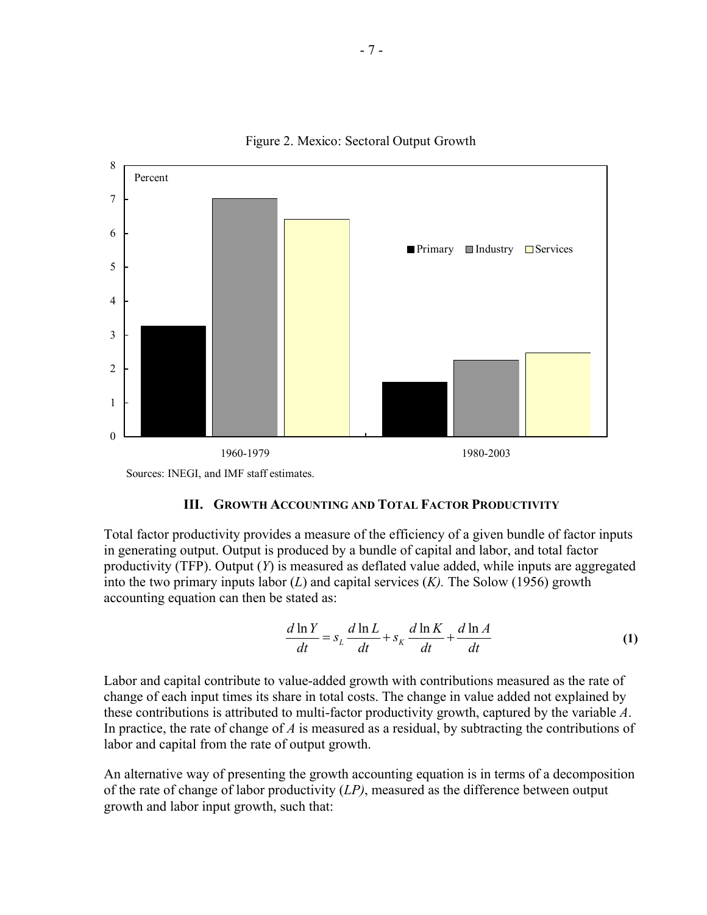Figure 2. Mexico: Sectoral Output Growth

Sources: INEGI, and IMF staff estimates.

### III. Growth Accounting and Total Factor Productivity

Total factor productivity provides a measure of the efficiency of a given bundle of factor inputs in generating output. Output is produced by a bundle of capital and labor, and total factor productivity (TFP). Output ($Y$) is measured as deflated value added, while inputs are aggregated into the two primary inputs labor ($L$) and capital services ($K$). The Solow (1956) growth accounting equation can then be stated as:

$$\frac{d\ln Y}{dt} = s_L \frac{d\ln L}{dt} + s_K \frac{d\ln K}{dt} + \frac{d\ln A}{dt} \quad \textbf{(1)}$$

Labor and capital contribute to value-added growth with contributions measured as the rate of change of each input times its share in total costs. The change in value added not explained by these contributions is attributed to multi-factor productivity growth, captured by the variable $A$. In practice, the rate of change of $A$ is measured as a residual, by subtracting the contributions of labor and capital from the rate of output growth.

An alternative way of presenting the growth accounting equation is in terms of a decomposition of the rate of change of labor productivity ($LP$), measured as the difference between output growth and labor input growth, such that: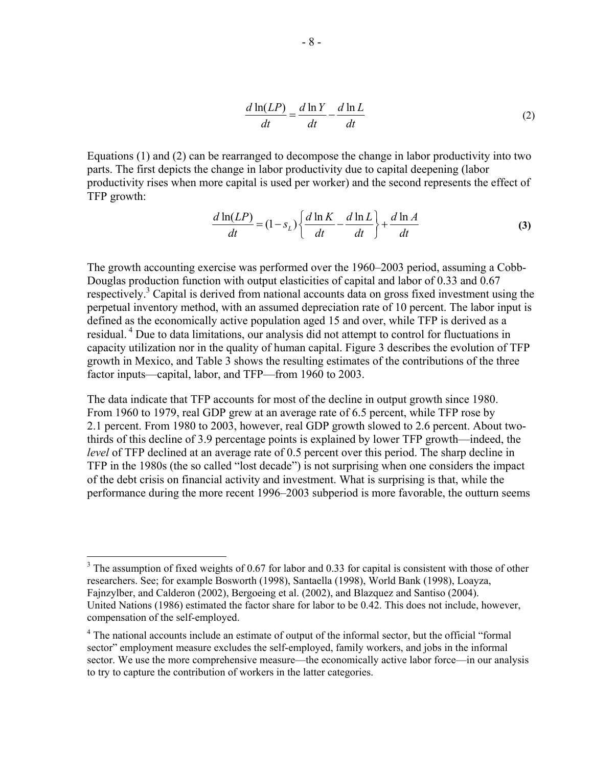$$\frac{d\ln(LP)}{dt} = \frac{d\ln Y}{dt} - \frac{d\ln L}{dt} \tag{2}$$

Equations (1) and (2) can be rearranged to decompose the change in labor productivity into two parts. The first depicts the change in labor productivity due to capital deepening (labor productivity rises when more capital is used per worker) and the second represents the effect of TFP growth:

$$\frac{d\ln(LP)}{dt} = (1-s_L)\left\{\frac{d\ln K}{dt} - \frac{d\ln L}{dt}\right\} + \frac{d\ln A}{dt} \tag{3}$$

The growth accounting exercise was performed over the 1960–2003 period, assuming a Cobb-Douglas production function with output elasticities of capital and labor of 0.33 and 0.67 respectively.[3] Capital is derived from national accounts data on gross fixed investment using the perpetual inventory method, with an assumed depreciation rate of 10 percent. The labor input is defined as the economically active population aged 15 and over, while TFP is derived as a residual.[4] Due to data limitations, our analysis did not attempt to control for fluctuations in capacity utilization nor in the quality of human capital. Figure 3 describes the evolution of TFP growth in Mexico, and Table 3 shows the resulting estimates of the contributions of the three factor inputs—capital, labor, and TFP—from 1960 to 2003.

The data indicate that TFP accounts for most of the decline in output growth since 1980. From 1960 to 1979, real GDP grew at an average rate of 6.5 percent, while TFP rose by 2.1 percent. From 1980 to 2003, however, real GDP growth slowed to 2.6 percent. About two-thirds of this decline of 3.9 percentage points is explained by lower TFP growth—indeed, the *level* of TFP declined at an average rate of 0.5 percent over this period. The sharp decline in TFP in the 1980s (the so called "lost decade") is not surprising when one considers the impact of the debt crisis on financial activity and investment. What is surprising is that, while the performance during the more recent 1996–2003 subperiod is more favorable, the outturn seems

---

[3] The assumption of fixed weights of 0.67 for labor and 0.33 for capital is consistent with those of other researchers. See; for example Bosworth (1998), Santaella (1998), World Bank (1998), Loayza, Fajnzylber, and Calderon (2002), Bergoeing et al. (2002), and Blazquez and Santiso (2004). United Nations (1986) estimated the factor share for labor to be 0.42. This does not include, however, compensation of the self-employed.

[4] The national accounts include an estimate of output of the informal sector, but the official "formal sector" employment measure excludes the self-employed, family workers, and jobs in the informal sector. We use the more comprehensive measure—the economically active labor force—in our analysis to try to capture the contribution of workers in the latter categories.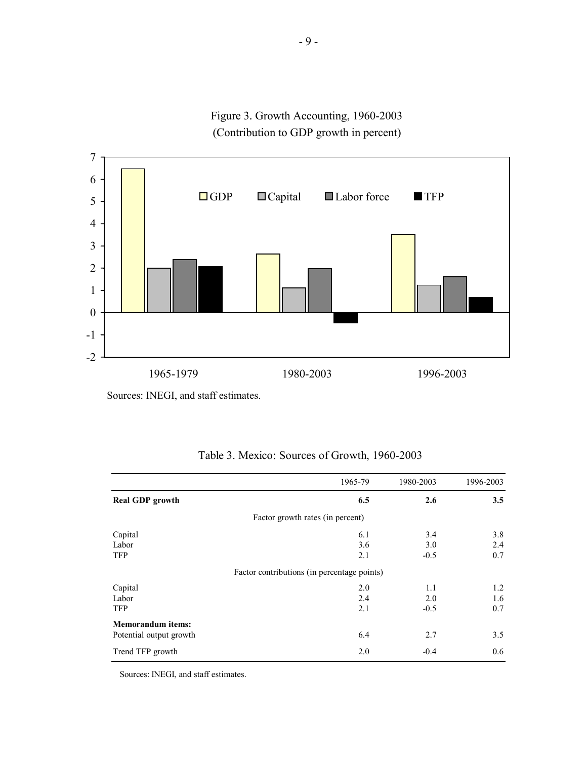Figure 3. Growth Accounting, 1960-2003
(Contribution to GDP growth in percent)

Sources: INEGI, and staff estimates.

Table 3. Mexico: Sources of Growth, 1960-2003

| | 1965-79 | 1980-2003 | 1996-2003 |
|---|---|---|---|
| **Real GDP growth** | **6.5** | **2.6** | **3.5** |
| Factor growth rates (in percent) | | | |
| Capital | 6.1 | 3.4 | 3.8 |
| Labor | 3.6 | 3.0 | 2.4 |
| TFP | 2.1 | -0.5 | 0.7 |
| Factor contributions (in percentage points) | | | |
| Capital | 2.0 | 1.1 | 1.2 |
| Labor | 2.4 | 2.0 | 1.6 |
| TFP | 2.1 | -0.5 | 0.7 |
| **Memorandum items:** | | | |
| Potential output growth | 6.4 | 2.7 | 3.5 |
| Trend TFP growth | 2.0 | -0.4 | 0.6 |

Sources: INEGI, and staff estimates.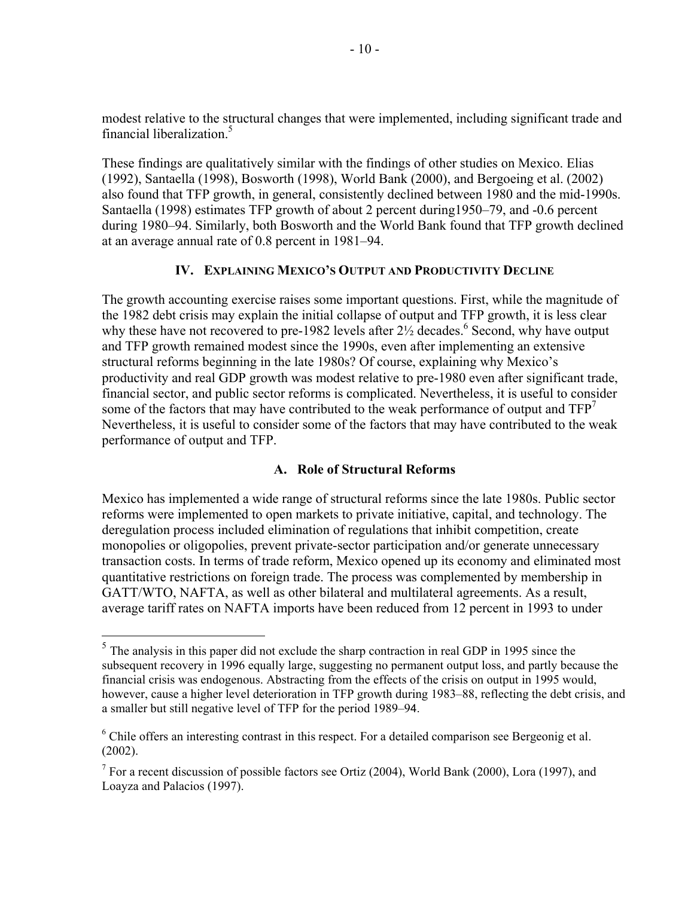modest relative to the structural changes that were implemented, including significant trade and financial liberalization.[5]

These findings are qualitatively similar with the findings of other studies on Mexico. Elias (1992), Santaella (1998), Bosworth (1998), World Bank (2000), and Bergoeing et al. (2002) also found that TFP growth, in general, consistently declined between 1980 and the mid-1990s. Santaella (1998) estimates TFP growth of about 2 percent during1950–79, and -0.6 percent during 1980–94. Similarly, both Bosworth and the World Bank found that TFP growth declined at an average annual rate of 0.8 percent in 1981–94.

## IV. Explaining Mexico's Output and Productivity Decline

The growth accounting exercise raises some important questions. First, while the magnitude of the 1982 debt crisis may explain the initial collapse of output and TFP growth, it is less clear why these have not recovered to pre-1982 levels after 2½ decades.[6] Second, why have output and TFP growth remained modest since the 1990s, even after implementing an extensive structural reforms beginning in the late 1980s? Of course, explaining why Mexico's productivity and real GDP growth was modest relative to pre-1980 even after significant trade, financial sector, and public sector reforms is complicated. Nevertheless, it is useful to consider some of the factors that may have contributed to the weak performance of output and TFP[7] Nevertheless, it is useful to consider some of the factors that may have contributed to the weak performance of output and TFP.

### A. Role of Structural Reforms

Mexico has implemented a wide range of structural reforms since the late 1980s. Public sector reforms were implemented to open markets to private initiative, capital, and technology. The deregulation process included elimination of regulations that inhibit competition, create monopolies or oligopolies, prevent private-sector participation and/or generate unnecessary transaction costs. In terms of trade reform, Mexico opened up its economy and eliminated most quantitative restrictions on foreign trade. The process was complemented by membership in GATT/WTO, NAFTA, as well as other bilateral and multilateral agreements. As a result, average tariff rates on NAFTA imports have been reduced from 12 percent in 1993 to under

---

[5] The analysis in this paper did not exclude the sharp contraction in real GDP in 1995 since the subsequent recovery in 1996 equally large, suggesting no permanent output loss, and partly because the financial crisis was endogenous. Abstracting from the effects of the crisis on output in 1995 would, however, cause a higher level deterioration in TFP growth during 1983–88, reflecting the debt crisis, and a smaller but still negative level of TFP for the period 1989–94.

[6] Chile offers an interesting contrast in this respect. For a detailed comparison see Bergeonig et al. (2002).

[7] For a recent discussion of possible factors see Ortiz (2004), World Bank (2000), Lora (1997), and Loayza and Palacios (1997).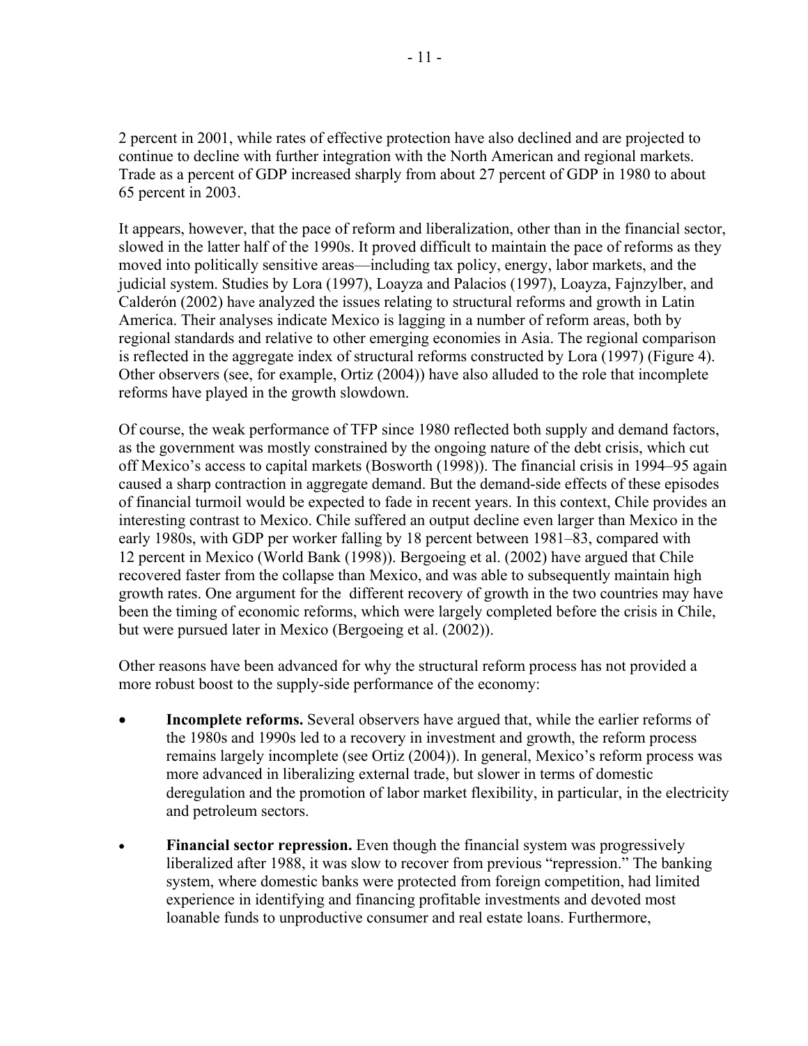2 percent in 2001, while rates of effective protection have also declined and are projected to continue to decline with further integration with the North American and regional markets. Trade as a percent of GDP increased sharply from about 27 percent of GDP in 1980 to about 65 percent in 2003.

It appears, however, that the pace of reform and liberalization, other than in the financial sector, slowed in the latter half of the 1990s. It proved difficult to maintain the pace of reforms as they moved into politically sensitive areas—including tax policy, energy, labor markets, and the judicial system. Studies by Lora (1997), Loayza and Palacios (1997), Loayza, Fajnzylber, and Calderón (2002) have analyzed the issues relating to structural reforms and growth in Latin America. Their analyses indicate Mexico is lagging in a number of reform areas, both by regional standards and relative to other emerging economies in Asia. The regional comparison is reflected in the aggregate index of structural reforms constructed by Lora (1997) (Figure 4). Other observers (see, for example, Ortiz (2004)) have also alluded to the role that incomplete reforms have played in the growth slowdown.

Of course, the weak performance of TFP since 1980 reflected both supply and demand factors, as the government was mostly constrained by the ongoing nature of the debt crisis, which cut off Mexico's access to capital markets (Bosworth (1998)). The financial crisis in 1994–95 again caused a sharp contraction in aggregate demand. But the demand-side effects of these episodes of financial turmoil would be expected to fade in recent years. In this context, Chile provides an interesting contrast to Mexico. Chile suffered an output decline even larger than Mexico in the early 1980s, with GDP per worker falling by 18 percent between 1981–83, compared with 12 percent in Mexico (World Bank (1998)). Bergoeing et al. (2002) have argued that Chile recovered faster from the collapse than Mexico, and was able to subsequently maintain high growth rates. One argument for the different recovery of growth in the two countries may have been the timing of economic reforms, which were largely completed before the crisis in Chile, but were pursued later in Mexico (Bergoeing et al. (2002)).

Other reasons have been advanced for why the structural reform process has not provided a more robust boost to the supply-side performance of the economy:

- **Incomplete reforms.** Several observers have argued that, while the earlier reforms of the 1980s and 1990s led to a recovery in investment and growth, the reform process remains largely incomplete (see Ortiz (2004)). In general, Mexico's reform process was more advanced in liberalizing external trade, but slower in terms of domestic deregulation and the promotion of labor market flexibility, in particular, in the electricity and petroleum sectors.

- **Financial sector repression.** Even though the financial system was progressively liberalized after 1988, it was slow to recover from previous "repression." The banking system, where domestic banks were protected from foreign competition, had limited experience in identifying and financing profitable investments and devoted most loanable funds to unproductive consumer and real estate loans. Furthermore,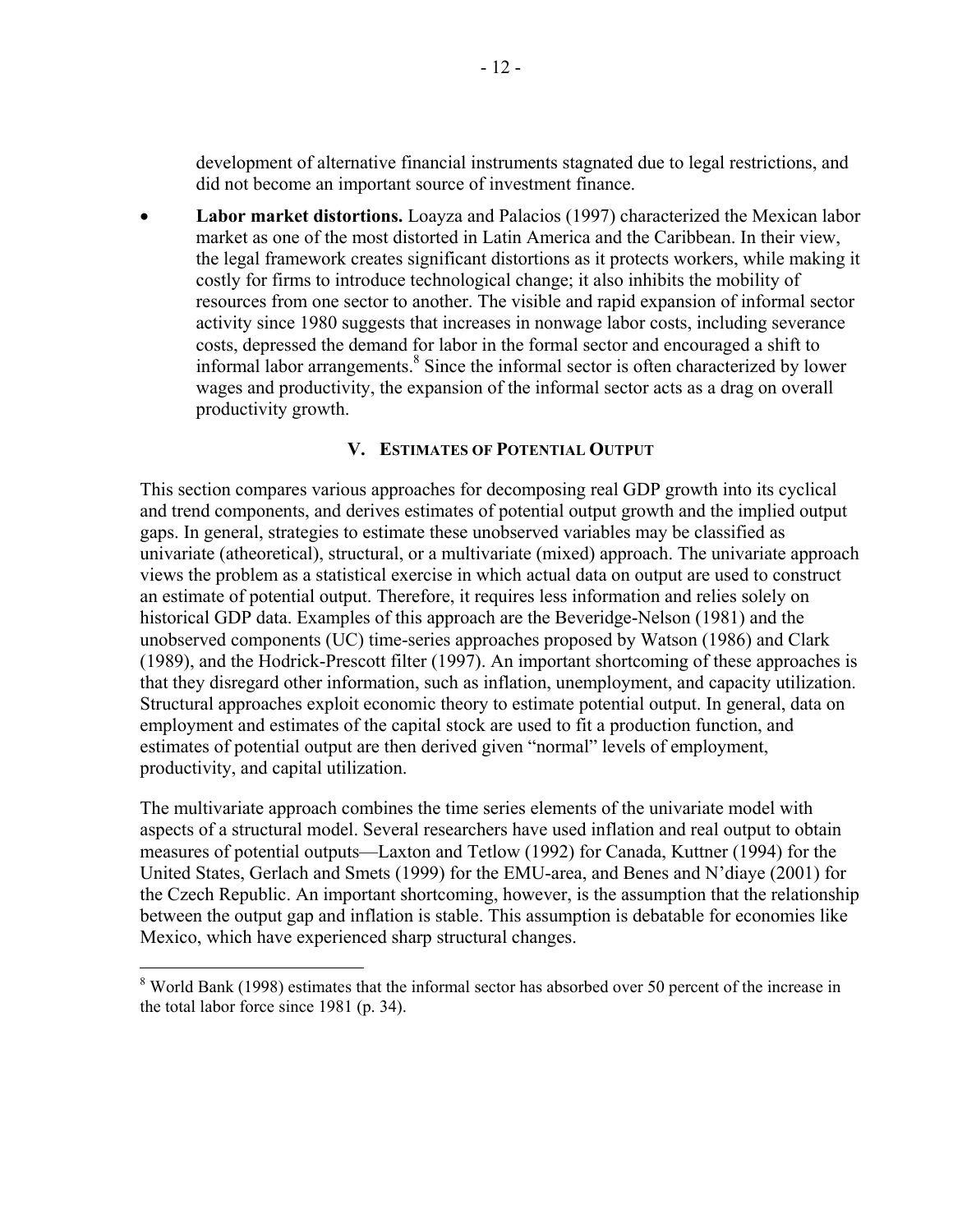development of alternative financial instruments stagnated due to legal restrictions, and did not become an important source of investment finance.

- **Labor market distortions.** Loayza and Palacios (1997) characterized the Mexican labor market as one of the most distorted in Latin America and the Caribbean. In their view, the legal framework creates significant distortions as it protects workers, while making it costly for firms to introduce technological change; it also inhibits the mobility of resources from one sector to another. The visible and rapid expansion of informal sector activity since 1980 suggests that increases in nonwage labor costs, including severance costs, depressed the demand for labor in the formal sector and encouraged a shift to informal labor arrangements.[8] Since the informal sector is often characterized by lower wages and productivity, the expansion of the informal sector acts as a drag on overall productivity growth.

## V. Estimates of Potential Output

This section compares various approaches for decomposing real GDP growth into its cyclical and trend components, and derives estimates of potential output growth and the implied output gaps. In general, strategies to estimate these unobserved variables may be classified as univariate (atheoretical), structural, or a multivariate (mixed) approach. The univariate approach views the problem as a statistical exercise in which actual data on output are used to construct an estimate of potential output. Therefore, it requires less information and relies solely on historical GDP data. Examples of this approach are the Beveridge-Nelson (1981) and the unobserved components (UC) time-series approaches proposed by Watson (1986) and Clark (1989), and the Hodrick-Prescott filter (1997). An important shortcoming of these approaches is that they disregard other information, such as inflation, unemployment, and capacity utilization. Structural approaches exploit economic theory to estimate potential output. In general, data on employment and estimates of the capital stock are used to fit a production function, and estimates of potential output are then derived given "normal" levels of employment, productivity, and capital utilization.

The multivariate approach combines the time series elements of the univariate model with aspects of a structural model. Several researchers have used inflation and real output to obtain measures of potential outputs—Laxton and Tetlow (1992) for Canada, Kuttner (1994) for the United States, Gerlach and Smets (1999) for the EMU-area, and Benes and N'diaye (2001) for the Czech Republic. An important shortcoming, however, is the assumption that the relationship between the output gap and inflation is stable. This assumption is debatable for economies like Mexico, which have experienced sharp structural changes.

[8] World Bank (1998) estimates that the informal sector has absorbed over 50 percent of the increase in the total labor force since 1981 (p. 34).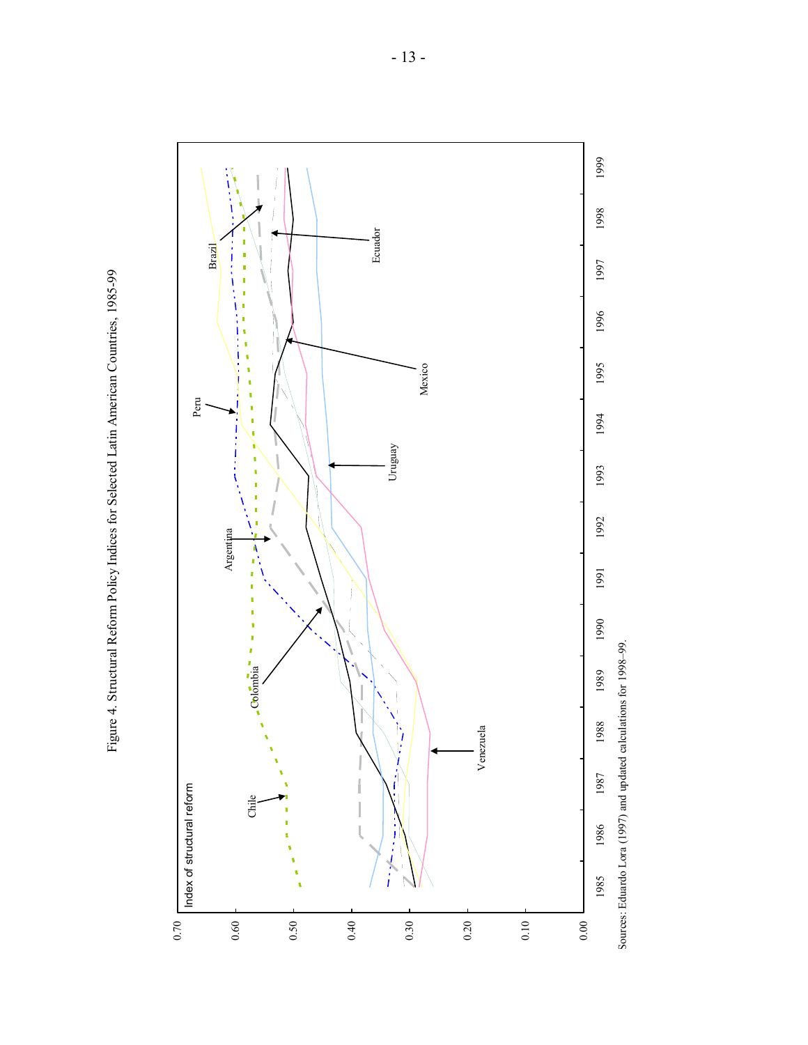Figure 4. Structural Reform Policy Indices for Selected Latin American Countries, 1985-99

Index of structural reform

Sources: Eduardo Lora (1997) and updated calculations for 1998–99.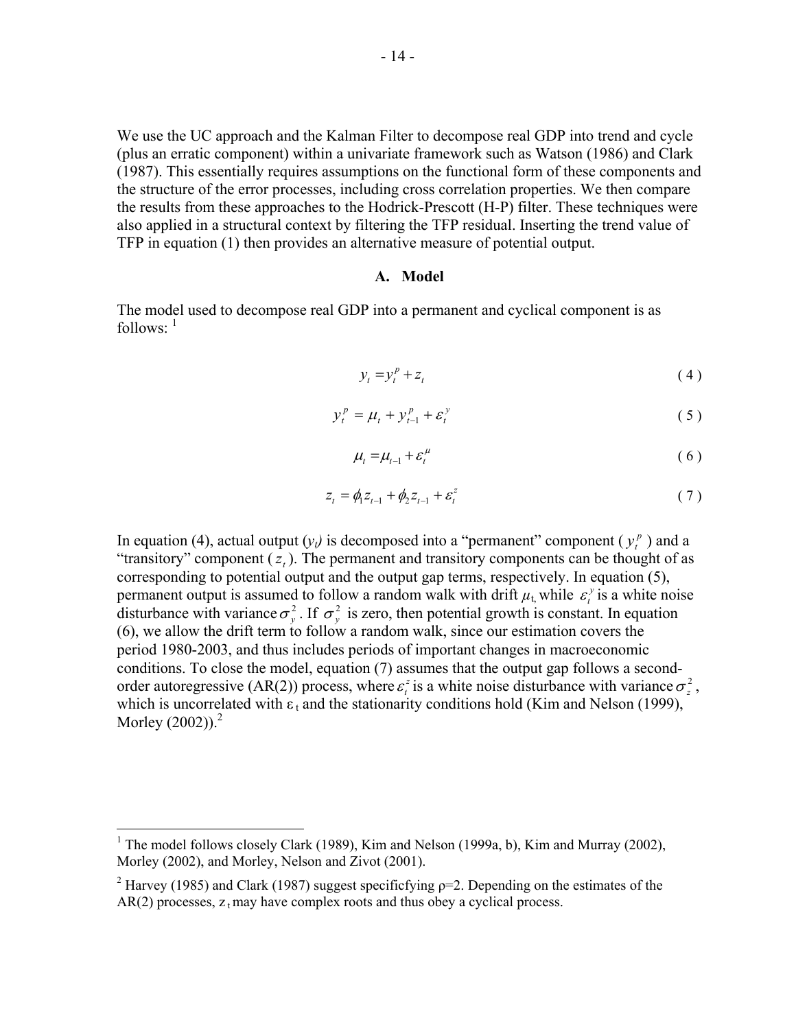We use the UC approach and the Kalman Filter to decompose real GDP into trend and cycle (plus an erratic component) within a univariate framework such as Watson (1986) and Clark (1987). This essentially requires assumptions on the functional form of these components and the structure of the error processes, including cross correlation properties. We then compare the results from these approaches to the Hodrick-Prescott (H-P) filter. These techniques were also applied in a structural context by filtering the TFP residual. Inserting the trend value of TFP in equation (1) then provides an alternative measure of potential output.

### A. Model

The model used to decompose real GDP into a permanent and cyclical component is as follows: [1]

$$y_t = y_t^p + z_t \tag{4}$$

$$y_t^p = \mu_t + y_{t-1}^p + \varepsilon_t^y \tag{5}$$

$$\mu_t = \mu_{t-1} + \varepsilon_t^\mu \tag{6}$$

$$z_t = \phi_1 z_{t-1} + \phi_2 z_{t-1} + \varepsilon_t^z \tag{7}$$

In equation (4), actual output ($y_t$) is decomposed into a "permanent" component ($y_t^p$) and a "transitory" component ($z_t$). The permanent and transitory components can be thought of as corresponding to potential output and the output gap terms, respectively. In equation (5), permanent output is assumed to follow a random walk with drift $\mu_t$, while $\varepsilon_t^y$ is a white noise disturbance with variance $\sigma_y^2$. If $\sigma_y^2$ is zero, then potential growth is constant. In equation (6), we allow the drift term to follow a random walk, since our estimation covers the period 1980-2003, and thus includes periods of important changes in macroeconomic conditions. To close the model, equation (7) assumes that the output gap follows a second-order autoregressive (AR(2)) process, where $\varepsilon_t^z$ is a white noise disturbance with variance $\sigma_z^2$, which is uncorrelated with $\varepsilon_t$ and the stationarity conditions hold (Kim and Nelson (1999), Morley (2002)).[2]

---

[1] The model follows closely Clark (1989), Kim and Nelson (1999a, b), Kim and Murray (2002), Morley (2002), and Morley, Nelson and Zivot (2001).

[2] Harvey (1985) and Clark (1987) suggest specificfying $\rho$=2. Depending on the estimates of the AR(2) processes, $z_t$ may have complex roots and thus obey a cyclical process.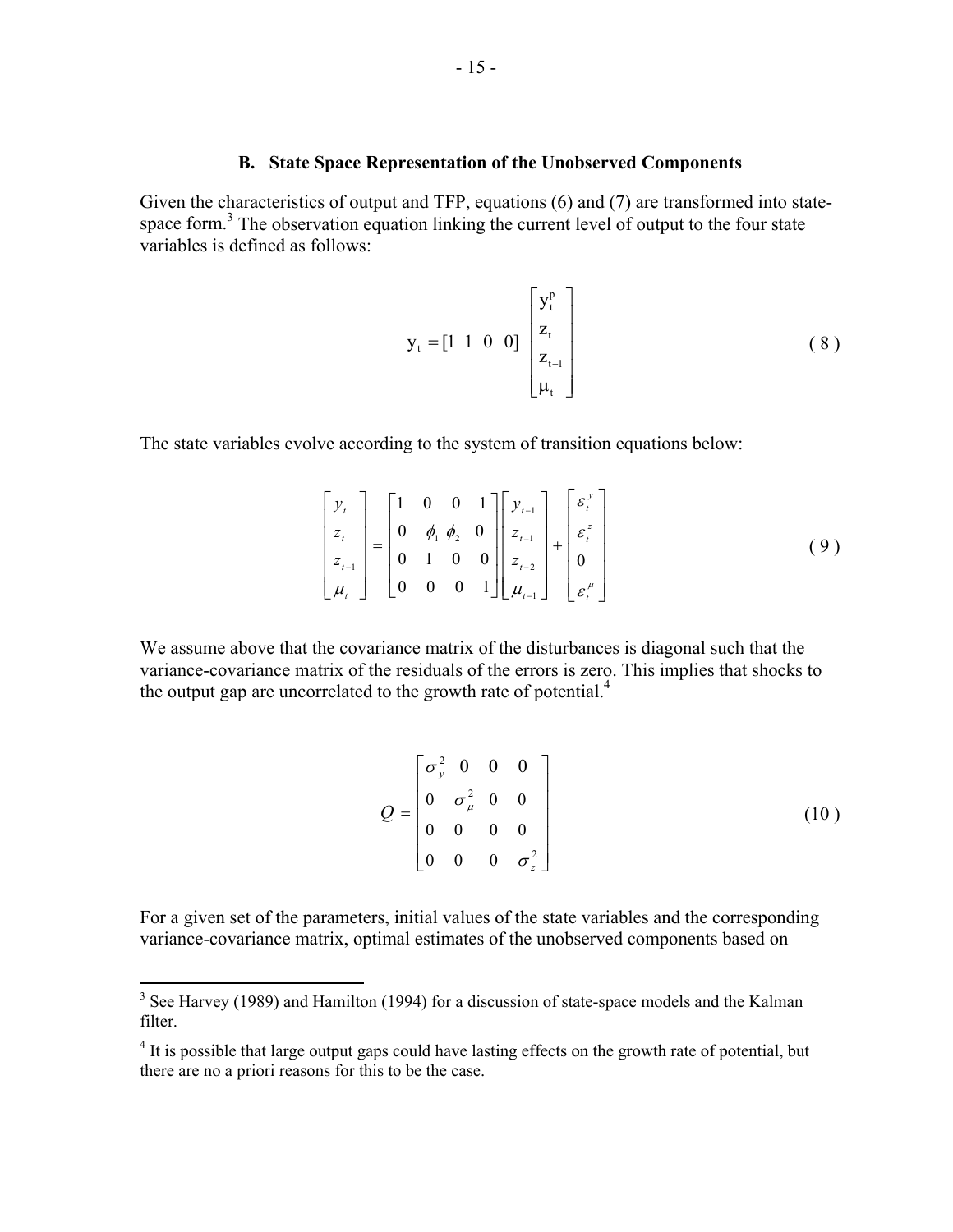### B. State Space Representation of the Unobserved Components

Given the characteristics of output and TFP, equations (6) and (7) are transformed into state-space form.[3] The observation equation linking the current level of output to the four state variables is defined as follows:

$$
y_t = [1 \;\; 1 \;\; 0 \;\; 0] \begin{bmatrix} y_t^p \\ z_t \\ z_{t-1} \\ \mu_t \end{bmatrix} \tag{8}
$$

The state variables evolve according to the system of transition equations below:

$$
\begin{bmatrix} y_t \\ z_t \\ z_{t-1} \\ \mu_t \end{bmatrix} = \begin{bmatrix} 1 & 0 & 0 & 1 \\ 0 & \phi_1 & \phi_2 & 0 \\ 0 & 1 & 0 & 0 \\ 0 & 0 & 0 & 1 \end{bmatrix} \begin{bmatrix} y_{t-1} \\ z_{t-1} \\ z_{t-2} \\ \mu_{t-1} \end{bmatrix} + \begin{bmatrix} \varepsilon_t^y \\ \varepsilon_t^z \\ 0 \\ \varepsilon_t^\mu \end{bmatrix} \tag{9}
$$

We assume above that the covariance matrix of the disturbances is diagonal such that the variance-covariance matrix of the residuals of the errors is zero. This implies that shocks to the output gap are uncorrelated to the growth rate of potential.[4]

$$
Q = \begin{bmatrix} \sigma_y^2 & 0 & 0 & 0 \\ 0 & \sigma_\mu^2 & 0 & 0 \\ 0 & 0 & 0 & 0 \\ 0 & 0 & 0 & \sigma_z^2 \end{bmatrix} \tag{10}
$$

For a given set of the parameters, initial values of the state variables and the corresponding variance-covariance matrix, optimal estimates of the unobserved components based on

---

[3] See Harvey (1989) and Hamilton (1994) for a discussion of state-space models and the Kalman filter.

[4] It is possible that large output gaps could have lasting effects on the growth rate of potential, but there are no a priori reasons for this to be the case.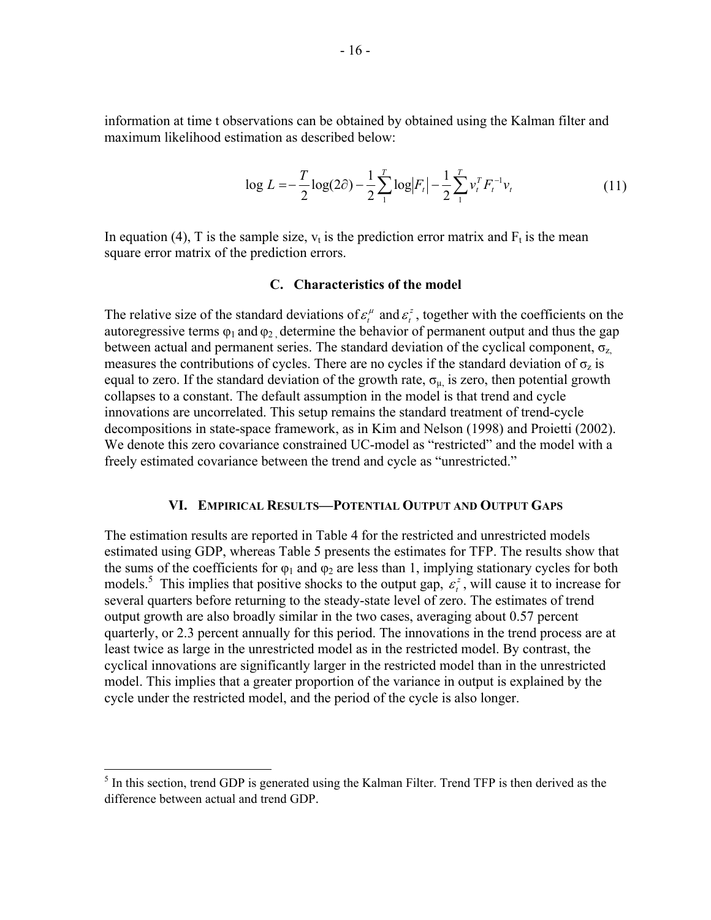information at time t observations can be obtained by obtained using the Kalman filter and maximum likelihood estimation as described below:

$$\log L = -\frac{T}{2}\log(2\partial) - \frac{1}{2}\sum_{1}^{T}\log|F_t| - \frac{1}{2}\sum_{1}^{T} v_t^T F_t^{-1} v_t \tag{11}$$

In equation (4), T is the sample size, $v_t$ is the prediction error matrix and $F_t$ is the mean square error matrix of the prediction errors.

### C. Characteristics of the model

The relative size of the standard deviations of $\varepsilon_t^{\mu}$ and $\varepsilon_t^{z}$, together with the coefficients on the autoregressive terms $\varphi_1$ and $\varphi_2$, determine the behavior of permanent output and thus the gap between actual and permanent series. The standard deviation of the cyclical component, $\sigma_z$, measures the contributions of cycles. There are no cycles if the standard deviation of $\sigma_z$ is equal to zero. If the standard deviation of the growth rate, $\sigma_\mu$, is zero, then potential growth collapses to a constant. The default assumption in the model is that trend and cycle innovations are uncorrelated. This setup remains the standard treatment of trend-cycle decompositions in state-space framework, as in Kim and Nelson (1998) and Proietti (2002). We denote this zero covariance constrained UC-model as "restricted" and the model with a freely estimated covariance between the trend and cycle as "unrestricted."

## VI. Empirical Results—Potential Output and Output Gaps

The estimation results are reported in Table 4 for the restricted and unrestricted models estimated using GDP, whereas Table 5 presents the estimates for TFP. The results show that the sums of the coefficients for $\varphi_1$ and $\varphi_2$ are less than 1, implying stationary cycles for both models.[5] This implies that positive shocks to the output gap, $\varepsilon_t^{z}$, will cause it to increase for several quarters before returning to the steady-state level of zero. The estimates of trend output growth are also broadly similar in the two cases, averaging about 0.57 percent quarterly, or 2.3 percent annually for this period. The innovations in the trend process are at least twice as large in the unrestricted model as in the restricted model. By contrast, the cyclical innovations are significantly larger in the restricted model than in the unrestricted model. This implies that a greater proportion of the variance in output is explained by the cycle under the restricted model, and the period of the cycle is also longer.

[5] In this section, trend GDP is generated using the Kalman Filter. Trend TFP is then derived as the difference between actual and trend GDP.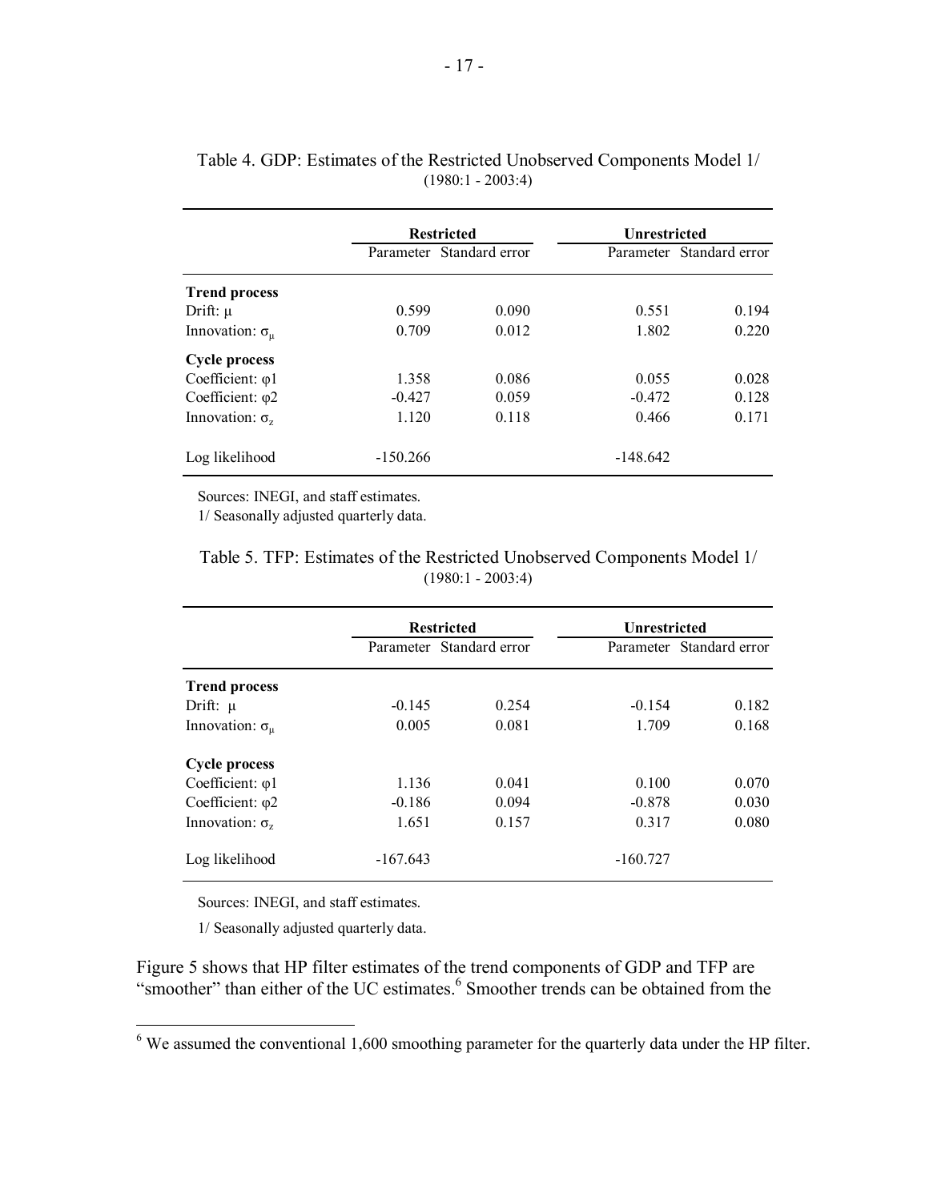Table 4. GDP: Estimates of the Restricted Unobserved Components Model 1/
(1980:1 - 2003:4)

| | Restricted | | Unrestricted | |
|---|---|---|---|---|
| | Parameter | Standard error | Parameter | Standard error |
| **Trend process** | | | | |
| Drift: $\mu$ | 0.599 | 0.090 | 0.551 | 0.194 |
| Innovation: $\sigma_{\mu}$ | 0.709 | 0.012 | 1.802 | 0.220 |
| **Cycle process** | | | | |
| Coefficient: $\varphi 1$ | 1.358 | 0.086 | 0.055 | 0.028 |
| Coefficient: $\varphi 2$ | -0.427 | 0.059 | -0.472 | 0.128 |
| Innovation: $\sigma_z$ | 1.120 | 0.118 | 0.466 | 0.171 |
| Log likelihood | -150.266 | | -148.642 | |

Sources: INEGI, and staff estimates.

1/ Seasonally adjusted quarterly data.

Table 5. TFP: Estimates of the Restricted Unobserved Components Model 1/
(1980:1 - 2003:4)

| | Restricted | | Unrestricted | |
|---|---|---|---|---|
| | Parameter | Standard error | Parameter | Standard error |
| **Trend process** | | | | |
| Drift: $\mu$ | -0.145 | 0.254 | -0.154 | 0.182 |
| Innovation: $\sigma_{\mu}$ | 0.005 | 0.081 | 1.709 | 0.168 |
| **Cycle process** | | | | |
| Coefficient: $\varphi 1$ | 1.136 | 0.041 | 0.100 | 0.070 |
| Coefficient: $\varphi 2$ | -0.186 | 0.094 | -0.878 | 0.030 |
| Innovation: $\sigma_z$ | 1.651 | 0.157 | 0.317 | 0.080 |
| Log likelihood | -167.643 | | -160.727 | |

Sources: INEGI, and staff estimates.

1/ Seasonally adjusted quarterly data.

Figure 5 shows that HP filter estimates of the trend components of GDP and TFP are "smoother" than either of the UC estimates.[6] Smoother trends can be obtained from the

[6] We assumed the conventional 1,600 smoothing parameter for the quarterly data under the HP filter.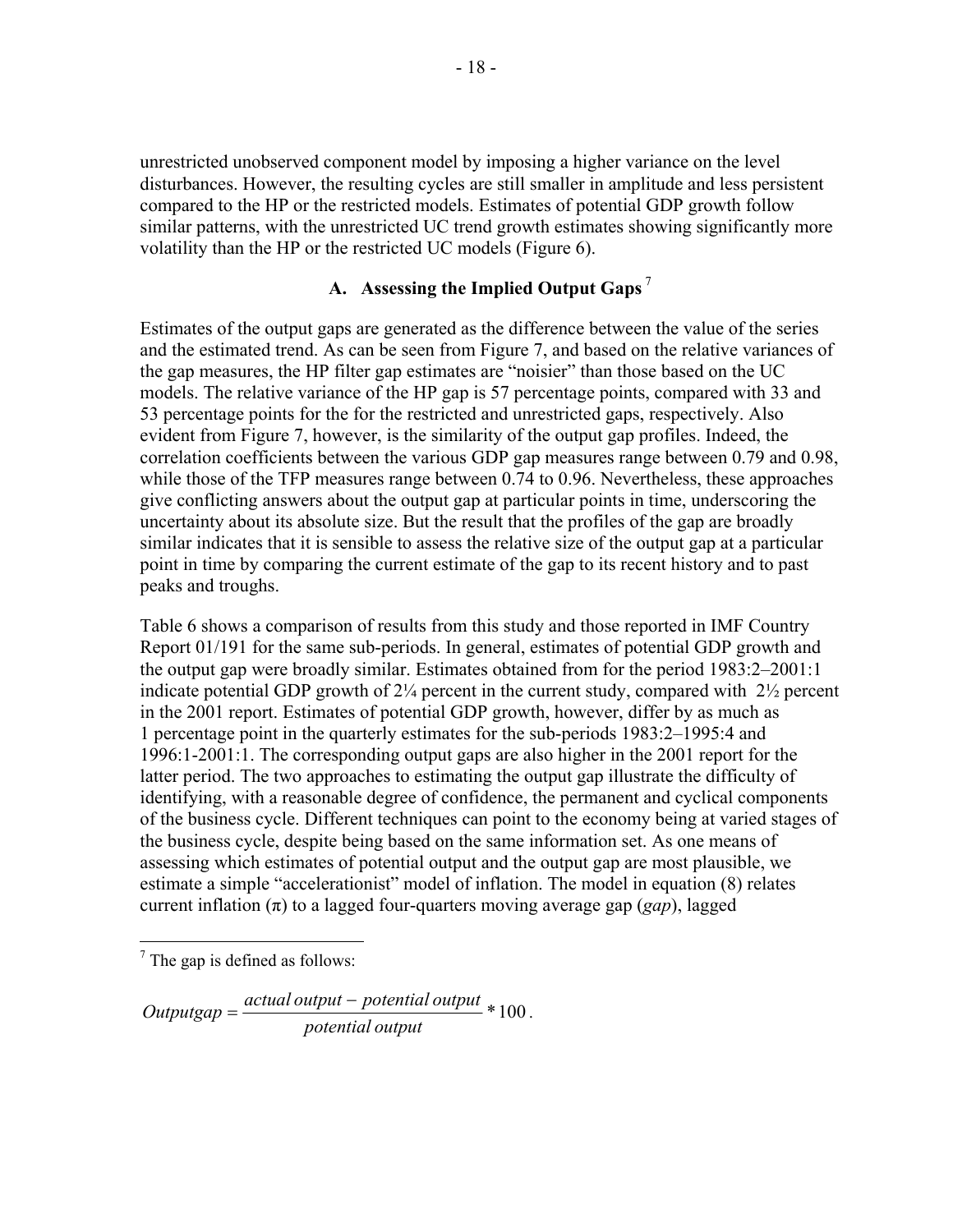unrestricted unobserved component model by imposing a higher variance on the level disturbances. However, the resulting cycles are still smaller in amplitude and less persistent compared to the HP or the restricted models. Estimates of potential GDP growth follow similar patterns, with the unrestricted UC trend growth estimates showing significantly more volatility than the HP or the restricted UC models (Figure 6).

### A. Assessing the Implied Output Gaps [7]

Estimates of the output gaps are generated as the difference between the value of the series and the estimated trend. As can be seen from Figure 7, and based on the relative variances of the gap measures, the HP filter gap estimates are "noisier" than those based on the UC models. The relative variance of the HP gap is 57 percentage points, compared with 33 and 53 percentage points for the for the restricted and unrestricted gaps, respectively. Also evident from Figure 7, however, is the similarity of the output gap profiles. Indeed, the correlation coefficients between the various GDP gap measures range between 0.79 and 0.98, while those of the TFP measures range between 0.74 to 0.96. Nevertheless, these approaches give conflicting answers about the output gap at particular points in time, underscoring the uncertainty about its absolute size. But the result that the profiles of the gap are broadly similar indicates that it is sensible to assess the relative size of the output gap at a particular point in time by comparing the current estimate of the gap to its recent history and to past peaks and troughs.

Table 6 shows a comparison of results from this study and those reported in IMF Country Report 01/191 for the same sub-periods. In general, estimates of potential GDP growth and the output gap were broadly similar. Estimates obtained from for the period 1983:2–2001:1 indicate potential GDP growth of 2¼ percent in the current study, compared with 2½ percent in the 2001 report. Estimates of potential GDP growth, however, differ by as much as 1 percentage point in the quarterly estimates for the sub-periods 1983:2–1995:4 and 1996:1-2001:1. The corresponding output gaps are also higher in the 2001 report for the latter period. The two approaches to estimating the output gap illustrate the difficulty of identifying, with a reasonable degree of confidence, the permanent and cyclical components of the business cycle. Different techniques can point to the economy being at varied stages of the business cycle, despite being based on the same information set. As one means of assessing which estimates of potential output and the output gap are most plausible, we estimate a simple "accelerationist" model of inflation. The model in equation (8) relates current inflation ($\pi$) to a lagged four-quarters moving average gap (*gap*), lagged

---

[7] The gap is defined as follows:

$$Outputgap = \frac{actual\ output - potential\ output}{potential\ output} * 100 .$$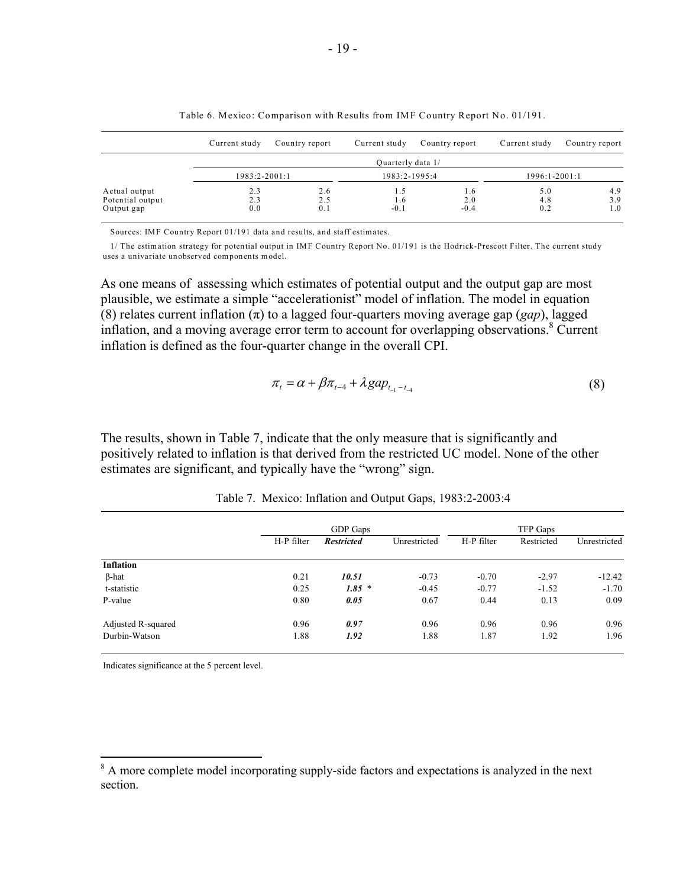Table 6. Mexico: Comparison with Results from IMF Country Report No. 01/191.

| | Current study | Country report | Current study | Country report | Current study | Country report |
|---|---|---|---|---|---|---|
| | Quarterly data 1/ | | | | | |
| | 1983:2-2001:1 | | 1983:2-1995:4 | | 1996:1-2001:1 | |
| Actual output | 2.3 | 2.6 | 1.5 | 1.6 | 5.0 | 4.9 |
| Potential output | 2.3 | 2.5 | 1.6 | 2.0 | 4.8 | 3.9 |
| Output gap | 0.0 | 0.1 | -0.1 | -0.4 | 0.2 | 1.0 |

Sources: IMF Country Report 01/191 data and results, and staff estimates.

1/ The estimation strategy for potential output in IMF Country Report No. 01/191 is the Hodrick-Prescott Filter. The current study uses a univariate unobserved components model.

As one means of assessing which estimates of potential output and the output gap are most plausible, we estimate a simple "accelerationist" model of inflation. The model in equation (8) relates current inflation ($\pi$) to a lagged four-quarters moving average gap (*gap*), lagged inflation, and a moving average error term to account for overlapping observations.[8] Current inflation is defined as the four-quarter change in the overall CPI.

$$\pi_t = \alpha + \beta \pi_{t-4} + \lambda gap_{t_{-1}-t_{-4}} \tag{8}$$

The results, shown in Table 7, indicate that the only measure that is significantly and positively related to inflation is that derived from the restricted UC model. None of the other estimates are significant, and typically have the "wrong" sign.

Table 7. Mexico: Inflation and Output Gaps, 1983:2-2003:4

| | GDP Gaps | | | TFP Gaps | | |
|---|---|---|---|---|---|---|
| | H-P filter | ***Restricted*** | Unrestricted | H-P filter | Restricted | Unrestricted |
| **Inflation** | | | | | | |
| β-hat | 0.21 | ***10.51*** | -0.73 | -0.70 | -2.97 | -12.42 |
| t-statistic | 0.25 | ***1.85*** * | -0.45 | -0.77 | -1.52 | -1.70 |
| P-value | 0.80 | ***0.05*** | 0.67 | 0.44 | 0.13 | 0.09 |
| Adjusted R-squared | 0.96 | ***0.97*** | 0.96 | 0.96 | 0.96 | 0.96 |
| Durbin-Watson | 1.88 | ***1.92*** | 1.88 | 1.87 | 1.92 | 1.96 |

Indicates significance at the 5 percent level.

[8] A more complete model incorporating supply-side factors and expectations is analyzed in the next section.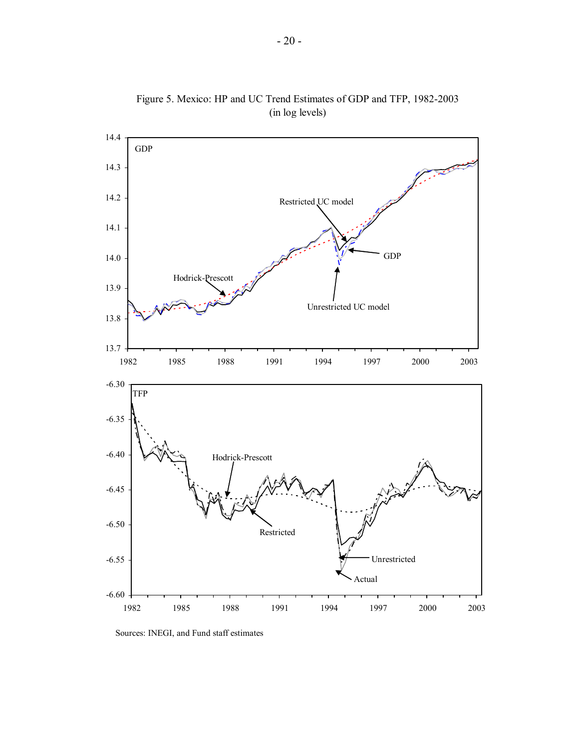Figure 5. Mexico: HP and UC Trend Estimates of GDP and TFP, 1982-2003
(in log levels)

Sources: INEGI, and Fund staff estimates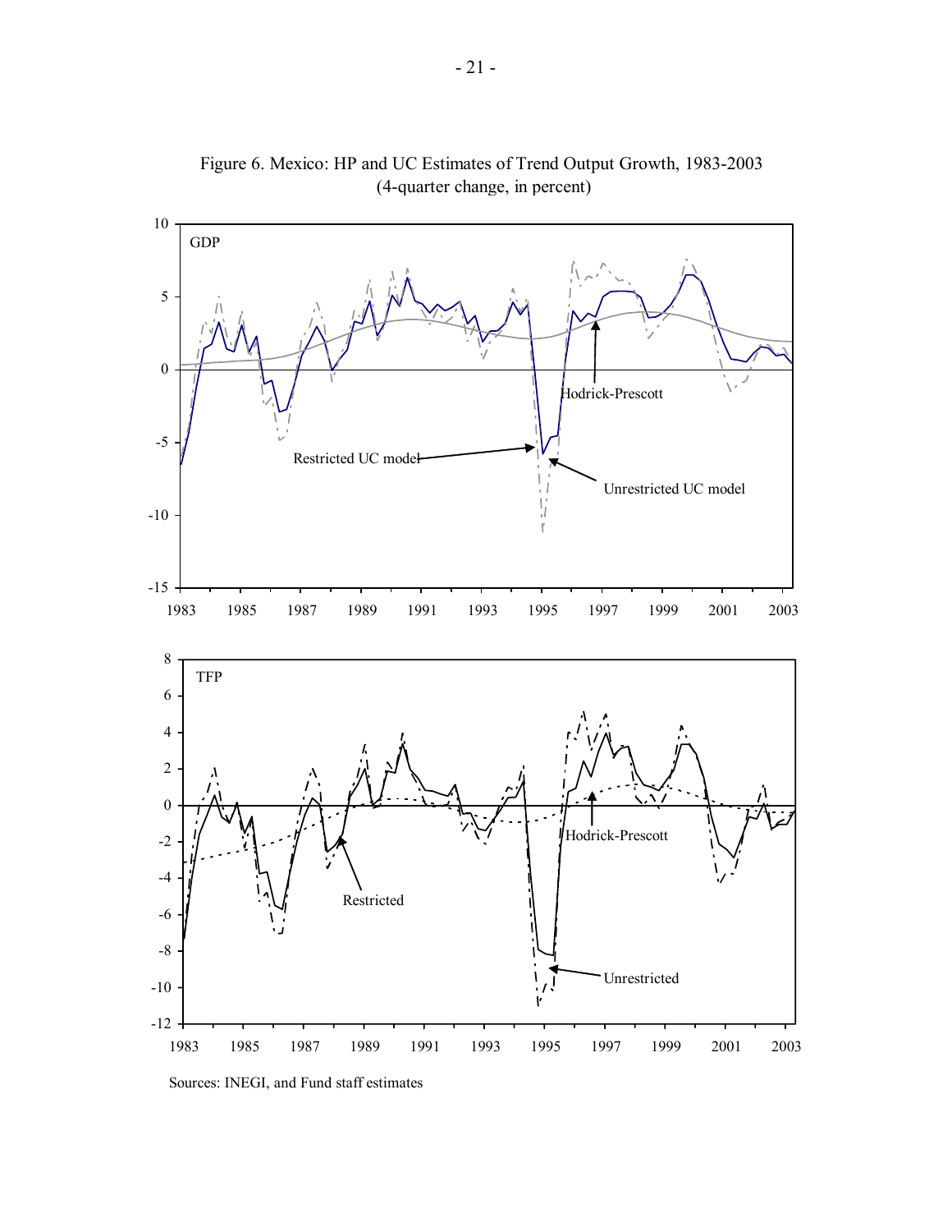Figure 6. Mexico: HP and UC Estimates of Trend Output Growth, 1983-2003
(4-quarter change, in percent)

Sources: INEGI, and Fund staff estimates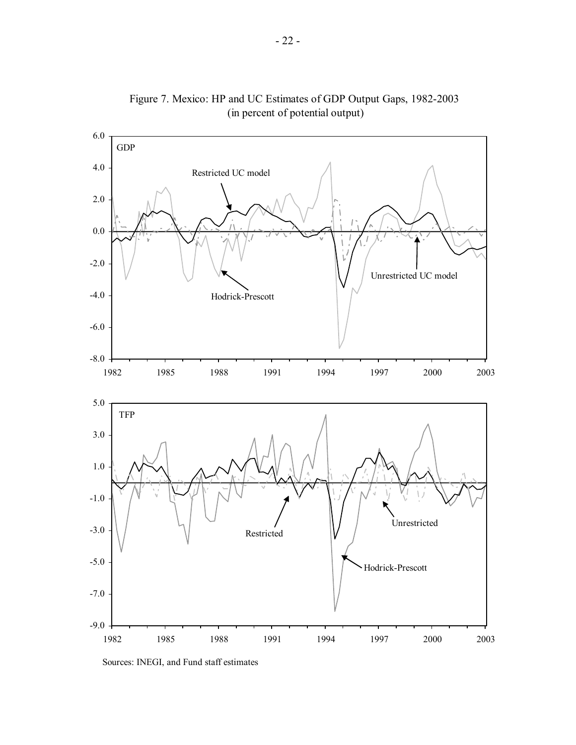Figure 7. Mexico: HP and UC Estimates of GDP Output Gaps, 1982-2003
(in percent of potential output)

Sources: INEGI, and Fund staff estimates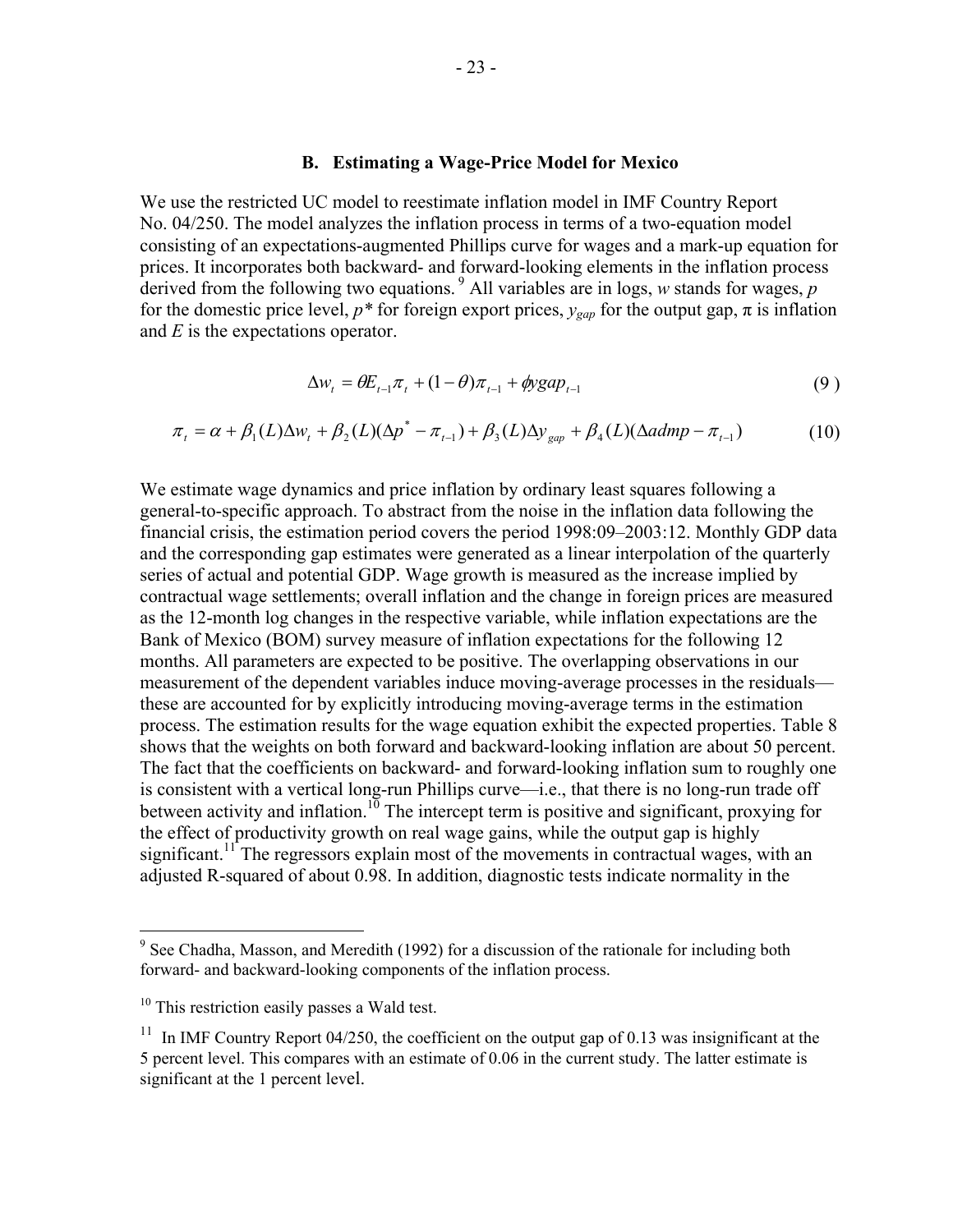### B. Estimating a Wage-Price Model for Mexico

We use the restricted UC model to reestimate inflation model in IMF Country Report No. 04/250. The model analyzes the inflation process in terms of a two-equation model consisting of an expectations-augmented Phillips curve for wages and a mark-up equation for prices. It incorporates both backward- and forward-looking elements in the inflation process derived from the following two equations.[9] All variables are in logs, $w$ stands for wages, $p$ for the domestic price level, $p^*$ for foreign export prices, $y_{gap}$ for the output gap, $\pi$ is inflation and $E$ is the expectations operator.

$$\Delta w_t = \theta E_{t-1}\pi_t + (1-\theta)\pi_{t-1} + \phi ygap_{t-1} \tag{9}$$

$$\pi_t = \alpha + \beta_1(L)\Delta w_t + \beta_2(L)(\Delta p^* - \pi_{t-1}) + \beta_3(L)\Delta y_{gap} + \beta_4(L)(\Delta admp - \pi_{t-1}) \tag{10}$$

We estimate wage dynamics and price inflation by ordinary least squares following a general-to-specific approach. To abstract from the noise in the inflation data following the financial crisis, the estimation period covers the period 1998:09–2003:12. Monthly GDP data and the corresponding gap estimates were generated as a linear interpolation of the quarterly series of actual and potential GDP. Wage growth is measured as the increase implied by contractual wage settlements; overall inflation and the change in foreign prices are measured as the 12-month log changes in the respective variable, while inflation expectations are the Bank of Mexico (BOM) survey measure of inflation expectations for the following 12 months. All parameters are expected to be positive. The overlapping observations in our measurement of the dependent variables induce moving-average processes in the residuals—these are accounted for by explicitly introducing moving-average terms in the estimation process. The estimation results for the wage equation exhibit the expected properties. Table 8 shows that the weights on both forward and backward-looking inflation are about 50 percent. The fact that the coefficients on backward- and forward-looking inflation sum to roughly one is consistent with a vertical long-run Phillips curve—i.e., that there is no long-run trade off between activity and inflation.[10] The intercept term is positive and significant, proxying for the effect of productivity growth on real wage gains, while the output gap is highly significant.[11] The regressors explain most of the movements in contractual wages, with an adjusted R-squared of about 0.98. In addition, diagnostic tests indicate normality in the

---

[9] See Chadha, Masson, and Meredith (1992) for a discussion of the rationale for including both forward- and backward-looking components of the inflation process.

[10] This restriction easily passes a Wald test.

[11] In IMF Country Report 04/250, the coefficient on the output gap of 0.13 was insignificant at the 5 percent level. This compares with an estimate of 0.06 in the current study. The latter estimate is significant at the 1 percent level.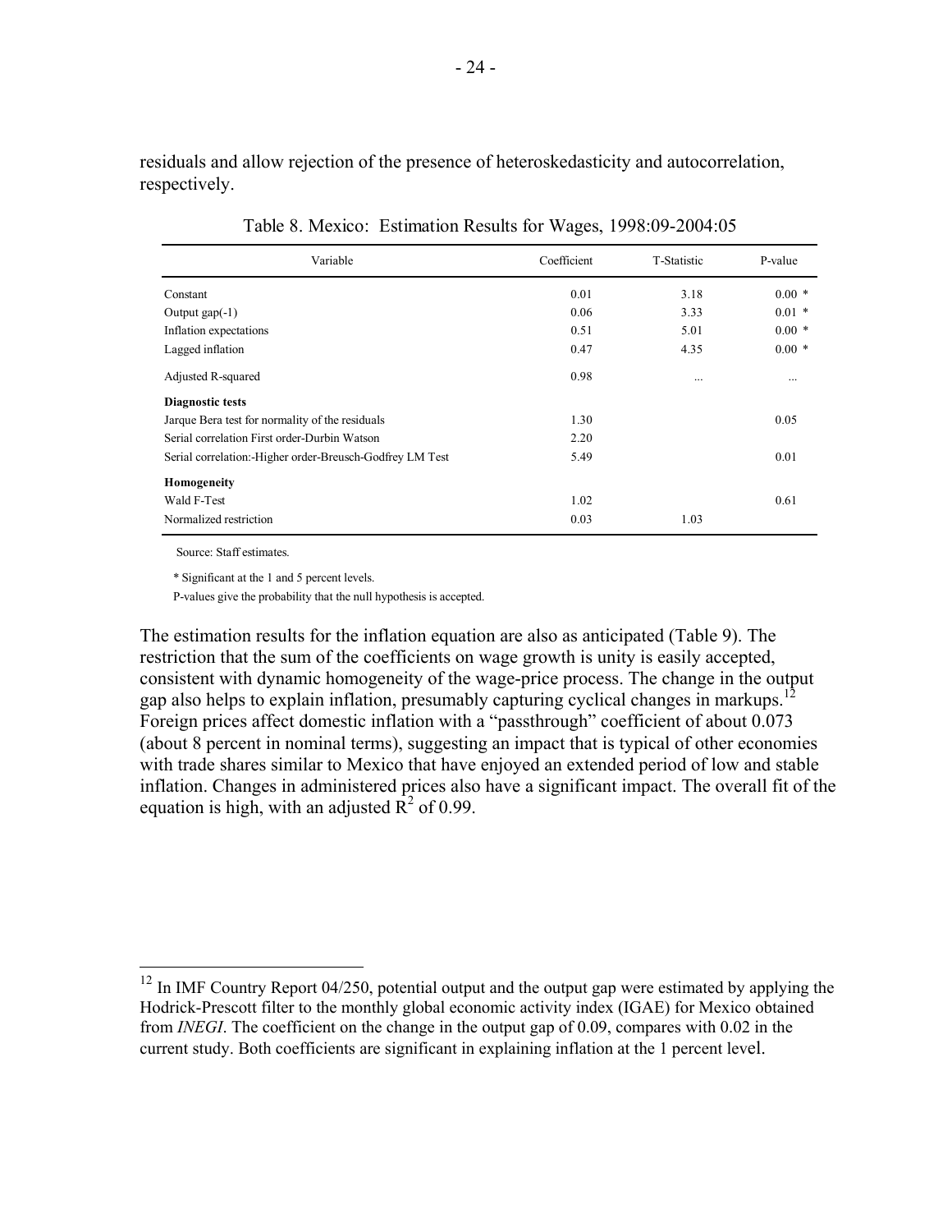residuals and allow rejection of the presence of heteroskedasticity and autocorrelation, respectively.

Table 8. Mexico: Estimation Results for Wages, 1998:09-2004:05

| Variable | Coefficient | T-Statistic | P-value |
| --- | --- | --- | --- |
| Constant | 0.01 | 3.18 | 0.00 * |
| Output gap(-1) | 0.06 | 3.33 | 0.01 * |
| Inflation expectations | 0.51 | 5.01 | 0.00 * |
| Lagged inflation | 0.47 | 4.35 | 0.00 * |
| Adjusted R-squared | 0.98 | ... | ... |
| **Diagnostic tests** | | | |
| Jarque Bera test for normality of the residuals | 1.30 | | 0.05 |
| Serial correlation First order-Durbin Watson | 2.20 | | |
| Serial correlation:-Higher order-Breusch-Godfrey LM Test | 5.49 | | 0.01 |
| **Homogeneity** | | | |
| Wald F-Test | 1.02 | | 0.61 |
| Normalized restriction | 0.03 | 1.03 | |

Source: Staff estimates.

* Significant at the 1 and 5 percent levels.

P-values give the probability that the null hypothesis is accepted.

The estimation results for the inflation equation are also as anticipated (Table 9). The restriction that the sum of the coefficients on wage growth is unity is easily accepted, consistent with dynamic homogeneity of the wage-price process. The change in the output gap also helps to explain inflation, presumably capturing cyclical changes in markups.[12] Foreign prices affect domestic inflation with a "passthrough" coefficient of about 0.073 (about 8 percent in nominal terms), suggesting an impact that is typical of other economies with trade shares similar to Mexico that have enjoyed an extended period of low and stable inflation. Changes in administered prices also have a significant impact. The overall fit of the equation is high, with an adjusted $R^2$ of 0.99.

[12] In IMF Country Report 04/250, potential output and the output gap were estimated by applying the Hodrick-Prescott filter to the monthly global economic activity index (IGAE) for Mexico obtained from *INEGI*. The coefficient on the change in the output gap of 0.09, compares with 0.02 in the current study. Both coefficients are significant in explaining inflation at the 1 percent level.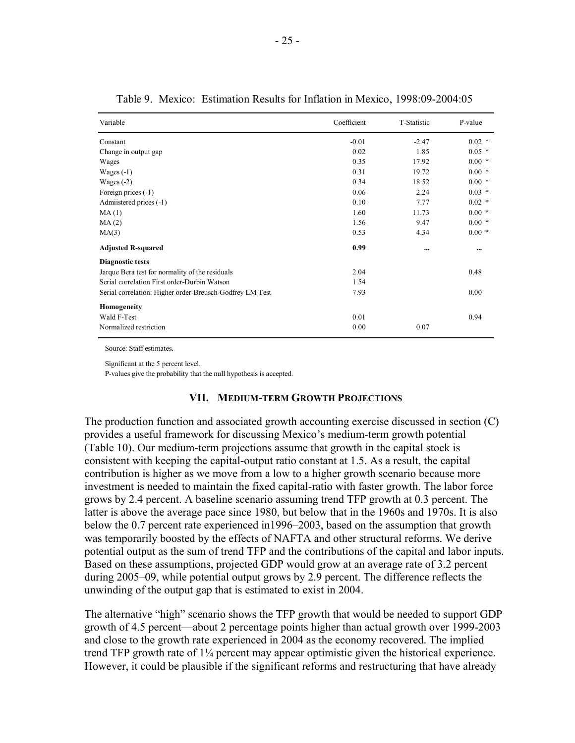Table 9. Mexico: Estimation Results for Inflation in Mexico, 1998:09-2004:05

| Variable | Coefficient | T-Statistic | P-value |
|---|---|---|---|
| Constant | -0.01 | -2.47 | 0.02 * |
| Change in output gap | 0.02 | 1.85 | 0.05 * |
| Wages | 0.35 | 17.92 | 0.00 * |
| Wages (-1) | 0.31 | 19.72 | 0.00 * |
| Wages (-2) | 0.34 | 18.52 | 0.00 * |
| Foreign prices (-1) | 0.06 | 2.24 | 0.03 * |
| Admiistered prices (-1) | 0.10 | 7.77 | 0.02 * |
| MA (1) | 1.60 | 11.73 | 0.00 * |
| MA (2) | 1.56 | 9.47 | 0.00 * |
| MA(3) | 0.53 | 4.34 | 0.00 * |
| **Adjusted R-squared** | **0.99** | **...** | **...** |
| **Diagnostic tests** | | | |
| Jarque Bera test for normality of the residuals | 2.04 | | 0.48 |
| Serial correlation First order-Durbin Watson | 1.54 | | |
| Serial correlation: Higher order-Breusch-Godfrey LM Test | 7.93 | | 0.00 |
| **Homogeneity** | | | |
| Wald F-Test | 0.01 | | 0.94 |
| Normalized restriction | 0.00 | 0.07 | |

Source: Staff estimates.

Significant at the 5 percent level.
P-values give the probability that the null hypothesis is accepted.

## VII. Medium-term Growth Projections

The production function and associated growth accounting exercise discussed in section (C) provides a useful framework for discussing Mexico's medium-term growth potential (Table 10). Our medium-term projections assume that growth in the capital stock is consistent with keeping the capital-output ratio constant at 1.5. As a result, the capital contribution is higher as we move from a low to a higher growth scenario because more investment is needed to maintain the fixed capital-ratio with faster growth. The labor force grows by 2.4 percent. A baseline scenario assuming trend TFP growth at 0.3 percent. The latter is above the average pace since 1980, but below that in the 1960s and 1970s. It is also below the 0.7 percent rate experienced in1996–2003, based on the assumption that growth was temporarily boosted by the effects of NAFTA and other structural reforms. We derive potential output as the sum of trend TFP and the contributions of the capital and labor inputs. Based on these assumptions, projected GDP would grow at an average rate of 3.2 percent during 2005–09, while potential output grows by 2.9 percent. The difference reflects the unwinding of the output gap that is estimated to exist in 2004.

The alternative "high" scenario shows the TFP growth that would be needed to support GDP growth of 4.5 percent—about 2 percentage points higher than actual growth over 1999-2003 and close to the growth rate experienced in 2004 as the economy recovered. The implied trend TFP growth rate of 1¼ percent may appear optimistic given the historical experience. However, it could be plausible if the significant reforms and restructuring that have already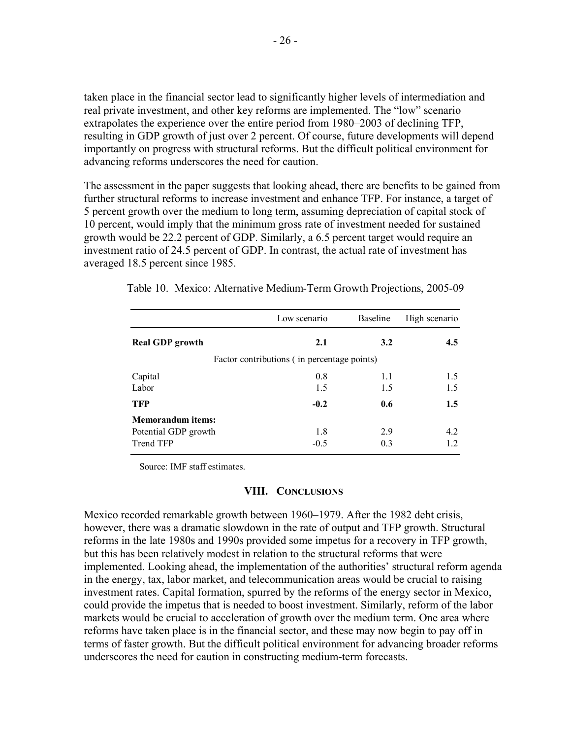taken place in the financial sector lead to significantly higher levels of intermediation and real private investment, and other key reforms are implemented. The "low" scenario extrapolates the experience over the entire period from 1980–2003 of declining TFP, resulting in GDP growth of just over 2 percent. Of course, future developments will depend importantly on progress with structural reforms. But the difficult political environment for advancing reforms underscores the need for caution.

The assessment in the paper suggests that looking ahead, there are benefits to be gained from further structural reforms to increase investment and enhance TFP. For instance, a target of 5 percent growth over the medium to long term, assuming depreciation of capital stock of 10 percent, would imply that the minimum gross rate of investment needed for sustained growth would be 22.2 percent of GDP. Similarly, a 6.5 percent target would require an investment ratio of 24.5 percent of GDP. In contrast, the actual rate of investment has averaged 18.5 percent since 1985.

Table 10. Mexico: Alternative Medium-Term Growth Projections, 2005-09

| | Low scenario | Baseline | High scenario |
|---|---|---|---|
| **Real GDP growth** | **2.1** | **3.2** | **4.5** |
| Factor contributions ( in percentage points) | | | |
| Capital | 0.8 | 1.1 | 1.5 |
| Labor | 1.5 | 1.5 | 1.5 |
| **TFP** | **-0.2** | **0.6** | **1.5** |
| **Memorandum items:** | | | |
| Potential GDP growth | 1.8 | 2.9 | 4.2 |
| Trend TFP | -0.5 | 0.3 | 1.2 |

Source: IMF staff estimates.

## VIII. Conclusions

Mexico recorded remarkable growth between 1960–1979. After the 1982 debt crisis, however, there was a dramatic slowdown in the rate of output and TFP growth. Structural reforms in the late 1980s and 1990s provided some impetus for a recovery in TFP growth, but this has been relatively modest in relation to the structural reforms that were implemented. Looking ahead, the implementation of the authorities' structural reform agenda in the energy, tax, labor market, and telecommunication areas would be crucial to raising investment rates. Capital formation, spurred by the reforms of the energy sector in Mexico, could provide the impetus that is needed to boost investment. Similarly, reform of the labor markets would be crucial to acceleration of growth over the medium term. One area where reforms have taken place is in the financial sector, and these may now begin to pay off in terms of faster growth. But the difficult political environment for advancing broader reforms underscores the need for caution in constructing medium-term forecasts.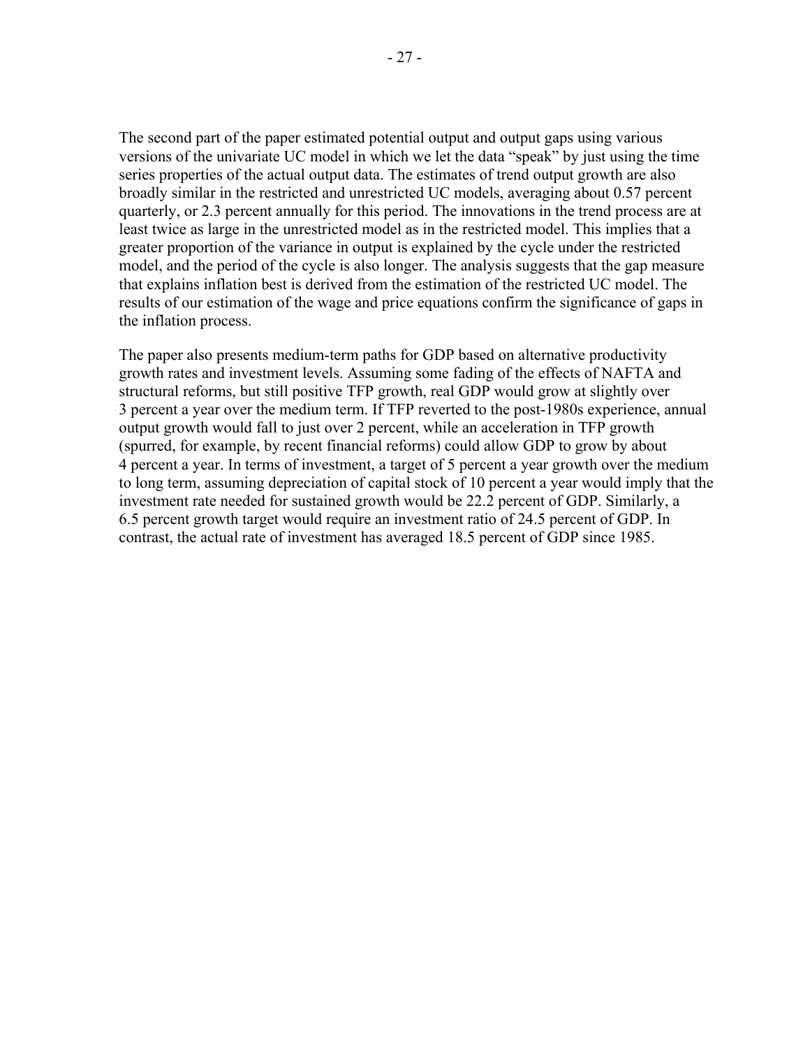The second part of the paper estimated potential output and output gaps using various versions of the univariate UC model in which we let the data "speak" by just using the time series properties of the actual output data. The estimates of trend output growth are also broadly similar in the restricted and unrestricted UC models, averaging about 0.57 percent quarterly, or 2.3 percent annually for this period. The innovations in the trend process are at least twice as large in the unrestricted model as in the restricted model. This implies that a greater proportion of the variance in output is explained by the cycle under the restricted model, and the period of the cycle is also longer. The analysis suggests that the gap measure that explains inflation best is derived from the estimation of the restricted UC model. The results of our estimation of the wage and price equations confirm the significance of gaps in the inflation process.

The paper also presents medium-term paths for GDP based on alternative productivity growth rates and investment levels. Assuming some fading of the effects of NAFTA and structural reforms, but still positive TFP growth, real GDP would grow at slightly over 3 percent a year over the medium term. If TFP reverted to the post-1980s experience, annual output growth would fall to just over 2 percent, while an acceleration in TFP growth (spurred, for example, by recent financial reforms) could allow GDP to grow by about 4 percent a year. In terms of investment, a target of 5 percent a year growth over the medium to long term, assuming depreciation of capital stock of 10 percent a year would imply that the investment rate needed for sustained growth would be 22.2 percent of GDP. Similarly, a 6.5 percent growth target would require an investment ratio of 24.5 percent of GDP. In contrast, the actual rate of investment has averaged 18.5 percent of GDP since 1985.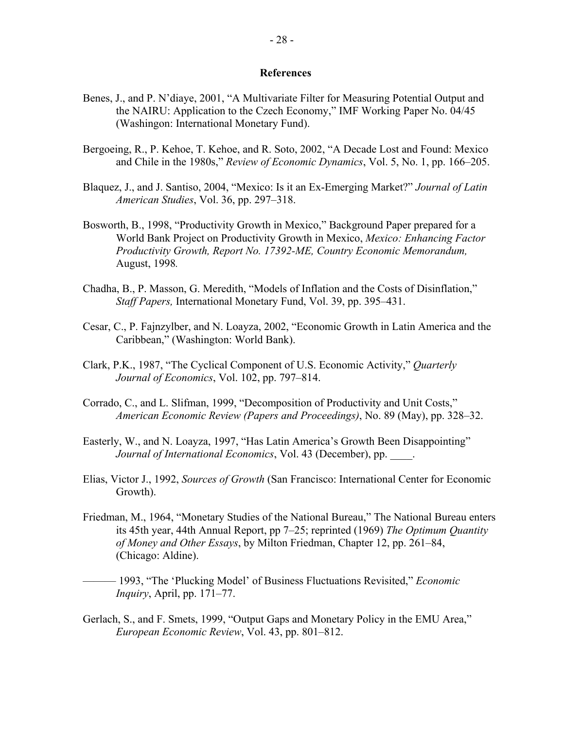## References

Benes, J., and P. N'diaye, 2001, "A Multivariate Filter for Measuring Potential Output and the NAIRU: Application to the Czech Economy," IMF Working Paper No. 04/45 (Washingon: International Monetary Fund).

Bergoeing, R., P. Kehoe, T. Kehoe, and R. Soto, 2002, "A Decade Lost and Found: Mexico and Chile in the 1980s," *Review of Economic Dynamics*, Vol. 5, No. 1, pp. 166–205.

Blaquez, J., and J. Santiso, 2004, "Mexico: Is it an Ex-Emerging Market?" *Journal of Latin American Studies*, Vol. 36, pp. 297–318.

Bosworth, B., 1998, "Productivity Growth in Mexico," Background Paper prepared for a World Bank Project on Productivity Growth in Mexico, *Mexico: Enhancing Factor Productivity Growth, Report No. 17392-ME, Country Economic Memorandum,* August, 1998*.*

Chadha, B., P. Masson, G. Meredith, "Models of Inflation and the Costs of Disinflation," *Staff Papers,* International Monetary Fund, Vol. 39, pp. 395–431.

Cesar, C., P. Fajnzylber, and N. Loayza, 2002, "Economic Growth in Latin America and the Caribbean," (Washington: World Bank).

Clark, P.K., 1987, "The Cyclical Component of U.S. Economic Activity," *Quarterly Journal of Economics*, Vol. 102, pp. 797–814.

Corrado, C., and L. Slifman, 1999, "Decomposition of Productivity and Unit Costs," *American Economic Review (Papers and Proceedings)*, No. 89 (May), pp. 328–32.

Easterly, W., and N. Loayza, 1997, "Has Latin America's Growth Been Disappointing" *Journal of International Economics*, Vol. 43 (December), pp. ____.

Elias, Victor J., 1992, *Sources of Growth* (San Francisco: International Center for Economic Growth).

Friedman, M., 1964, "Monetary Studies of the National Bureau," The National Bureau enters its 45th year, 44th Annual Report, pp 7–25; reprinted (1969) *The Optimum Quantity of Money and Other Essays*, by Milton Friedman, Chapter 12, pp. 261–84, (Chicago: Aldine).

——— 1993, "The 'Plucking Model' of Business Fluctuations Revisited," *Economic Inquiry*, April, pp. 171–77.

Gerlach, S., and F. Smets, 1999, "Output Gaps and Monetary Policy in the EMU Area," *European Economic Review*, Vol. 43, pp. 801–812.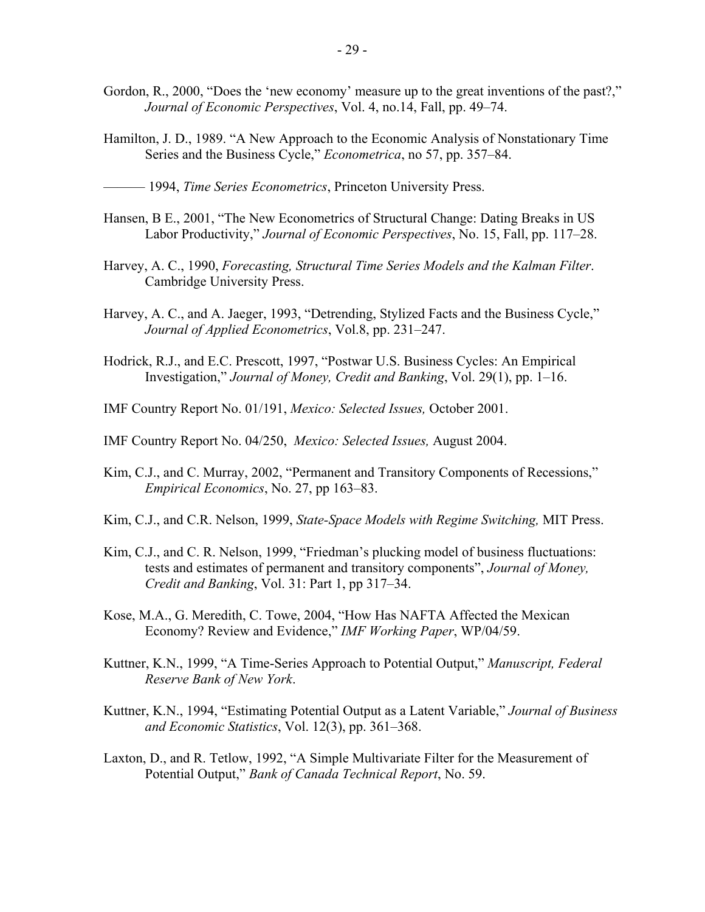Gordon, R., 2000, "Does the 'new economy' measure up to the great inventions of the past?," *Journal of Economic Perspectives*, Vol. 4, no.14, Fall, pp. 49–74.

Hamilton, J. D., 1989. "A New Approach to the Economic Analysis of Nonstationary Time Series and the Business Cycle," *Econometrica*, no 57, pp. 357–84.

——— 1994, *Time Series Econometrics*, Princeton University Press.

Hansen, B E., 2001, "The New Econometrics of Structural Change: Dating Breaks in US Labor Productivity," *Journal of Economic Perspectives*, No. 15, Fall, pp. 117–28.

Harvey, A. C., 1990, *Forecasting, Structural Time Series Models and the Kalman Filter*. Cambridge University Press.

Harvey, A. C., and A. Jaeger, 1993, "Detrending, Stylized Facts and the Business Cycle," *Journal of Applied Econometrics*, Vol.8, pp. 231–247.

Hodrick, R.J., and E.C. Prescott, 1997, "Postwar U.S. Business Cycles: An Empirical Investigation," *Journal of Money, Credit and Banking*, Vol. 29(1), pp. 1–16.

IMF Country Report No. 01/191, *Mexico: Selected Issues,* October 2001.

IMF Country Report No. 04/250, *Mexico: Selected Issues,* August 2004.

Kim, C.J., and C. Murray, 2002, "Permanent and Transitory Components of Recessions," *Empirical Economics*, No. 27, pp 163–83.

Kim, C.J., and C.R. Nelson, 1999, *State-Space Models with Regime Switching,* MIT Press.

Kim, C.J., and C. R. Nelson, 1999, "Friedman's plucking model of business fluctuations: tests and estimates of permanent and transitory components", *Journal of Money, Credit and Banking*, Vol. 31: Part 1, pp 317–34.

Kose, M.A., G. Meredith, C. Towe, 2004, "How Has NAFTA Affected the Mexican Economy? Review and Evidence," *IMF Working Paper*, WP/04/59.

Kuttner, K.N., 1999, "A Time-Series Approach to Potential Output," *Manuscript, Federal Reserve Bank of New York*.

Kuttner, K.N., 1994, "Estimating Potential Output as a Latent Variable," *Journal of Business and Economic Statistics*, Vol. 12(3), pp. 361–368.

Laxton, D., and R. Tetlow, 1992, "A Simple Multivariate Filter for the Measurement of Potential Output," *Bank of Canada Technical Report*, No. 59.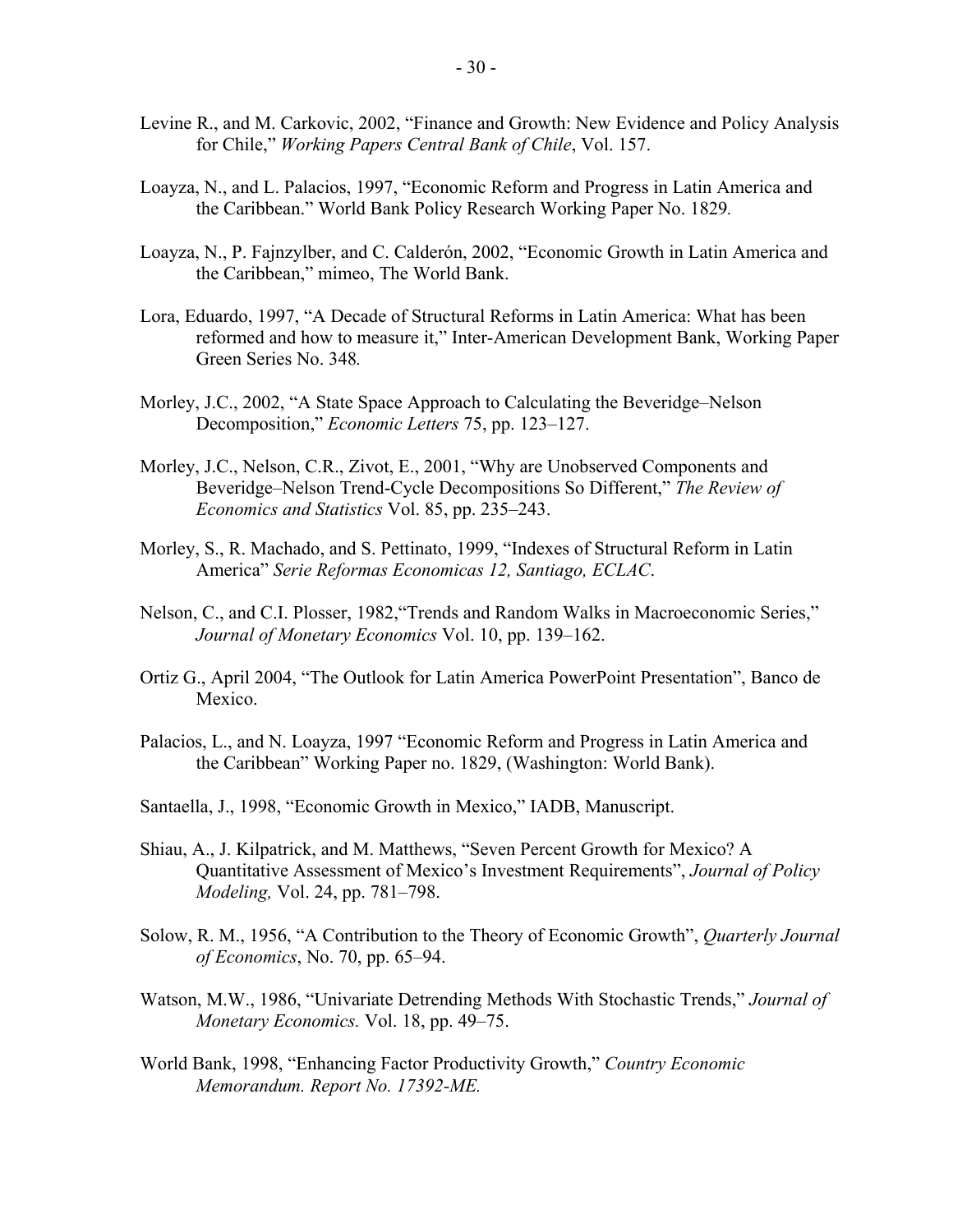Levine R., and M. Carkovic, 2002, "Finance and Growth: New Evidence and Policy Analysis for Chile," *Working Papers Central Bank of Chile*, Vol. 157.

Loayza, N., and L. Palacios, 1997, "Economic Reform and Progress in Latin America and the Caribbean." World Bank Policy Research Working Paper No. 1829.

Loayza, N., P. Fajnzylber, and C. Calderón, 2002, "Economic Growth in Latin America and the Caribbean," mimeo, The World Bank.

Lora, Eduardo, 1997, "A Decade of Structural Reforms in Latin America: What has been reformed and how to measure it," Inter-American Development Bank, Working Paper Green Series No. 348.

Morley, J.C., 2002, "A State Space Approach to Calculating the Beveridge–Nelson Decomposition," *Economic Letters* 75, pp. 123–127.

Morley, J.C., Nelson, C.R., Zivot, E., 2001, "Why are Unobserved Components and Beveridge–Nelson Trend-Cycle Decompositions So Different," *The Review of Economics and Statistics* Vol. 85, pp. 235–243.

Morley, S., R. Machado, and S. Pettinato, 1999, "Indexes of Structural Reform in Latin America" *Serie Reformas Economicas 12, Santiago, ECLAC*.

Nelson, C., and C.I. Plosser, 1982,"Trends and Random Walks in Macroeconomic Series," *Journal of Monetary Economics* Vol. 10, pp. 139–162.

Ortiz G., April 2004, "The Outlook for Latin America PowerPoint Presentation", Banco de Mexico.

Palacios, L., and N. Loayza, 1997 "Economic Reform and Progress in Latin America and the Caribbean" Working Paper no. 1829, (Washington: World Bank).

Santaella, J., 1998, "Economic Growth in Mexico," IADB, Manuscript.

Shiau, A., J. Kilpatrick, and M. Matthews, "Seven Percent Growth for Mexico? A Quantitative Assessment of Mexico's Investment Requirements", *Journal of Policy Modeling,* Vol. 24, pp. 781–798.

Solow, R. M., 1956, "A Contribution to the Theory of Economic Growth", *Quarterly Journal of Economics*, No. 70, pp. 65–94.

Watson, M.W., 1986, "Univariate Detrending Methods With Stochastic Trends," *Journal of Monetary Economics.* Vol. 18, pp. 49–75.

World Bank, 1998, "Enhancing Factor Productivity Growth," *Country Economic Memorandum. Report No. 17392-ME.*